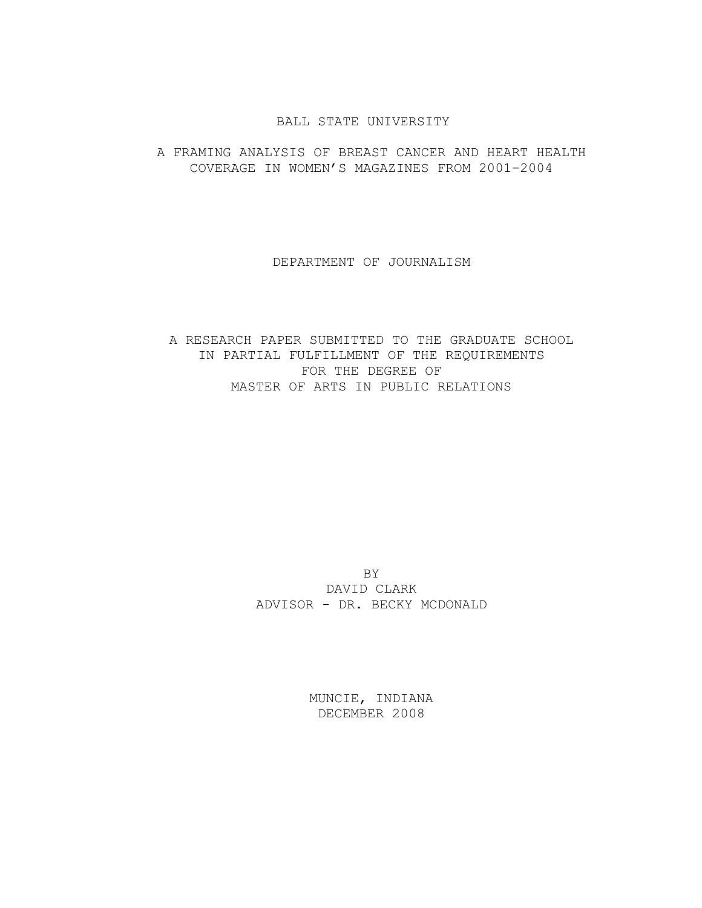BALL STATE UNIVERSITY

# A FRAMING ANALYSIS OF BREAST CANCER AND HEART HEALTH COVERAGE IN WOMEN'S MAGAZINES FROM 2001-2004

DEPARTMENT OF JOURNALISM

A RESEARCH PAPER SUBMITTED TO THE GRADUATE SCHOOL
IN PARTIAL FULFILLMENT OF THE REQUIREMENTS
FOR THE DEGREE OF
MASTER OF ARTS IN PUBLIC RELATIONS

BY
DAVID CLARK
ADVISOR - DR. BECKY MCDONALD

MUNCIE, INDIANA
DECEMBER 2008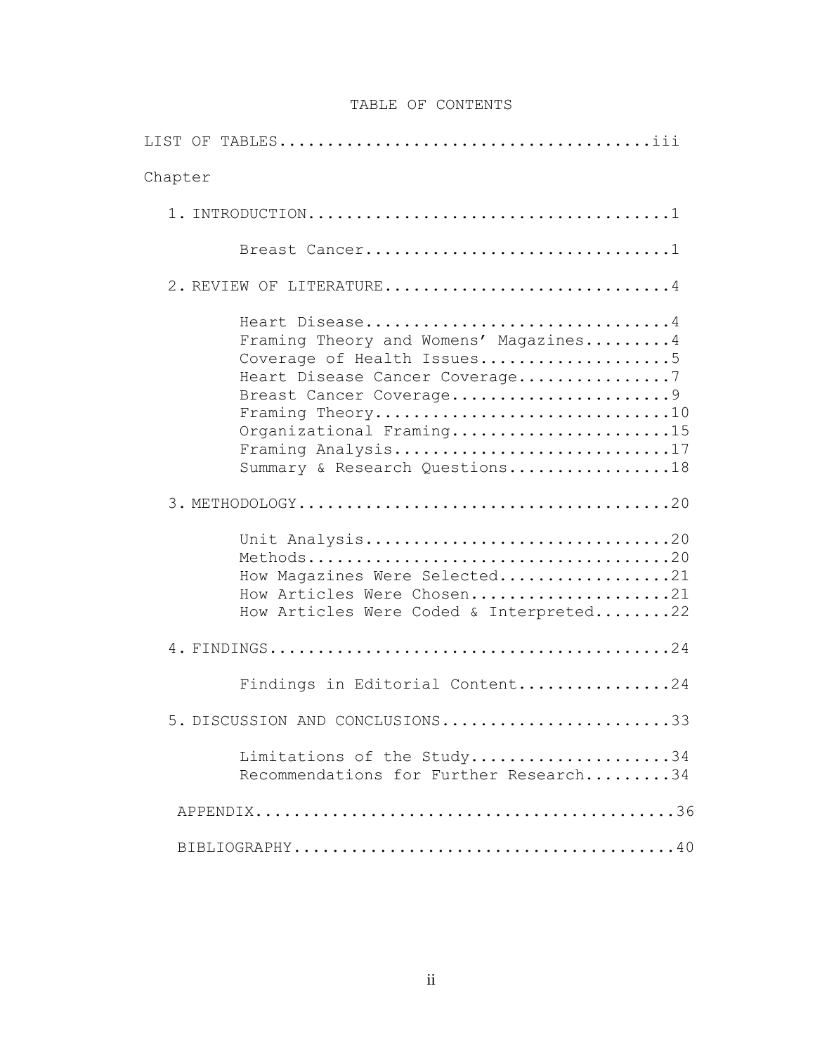# TABLE OF CONTENTS

LIST OF TABLES........................................iii

Chapter

1. INTRODUCTION.......................................1
   - Breast Cancer................................1
2. REVIEW OF LITERATURE..............................4
   - Heart Disease................................4
   - Framing Theory and Womens' Magazines.........4
   - Coverage of Health Issues....................5
   - Heart Disease Cancer Coverage................7
   - Breast Cancer Coverage.......................9
   - Framing Theory...............................10
   - Organizational Framing.......................15
   - Framing Analysis.............................17
   - Summary & Research Questions.................18
3. METHODOLOGY.......................................20
   - Unit Analysis................................20
   - Methods......................................20
   - How Magazines Were Selected..................21
   - How Articles Were Chosen.....................21
   - How Articles Were Coded & Interpreted........22
4. FINDINGS..........................................24
   - Findings in Editorial Content................24
5. DISCUSSION AND CONCLUSIONS........................33
   - Limitations of the Study.....................34
   - Recommendations for Further Research.........34

APPENDIX.............................................36

BIBLIOGRAPHY.........................................40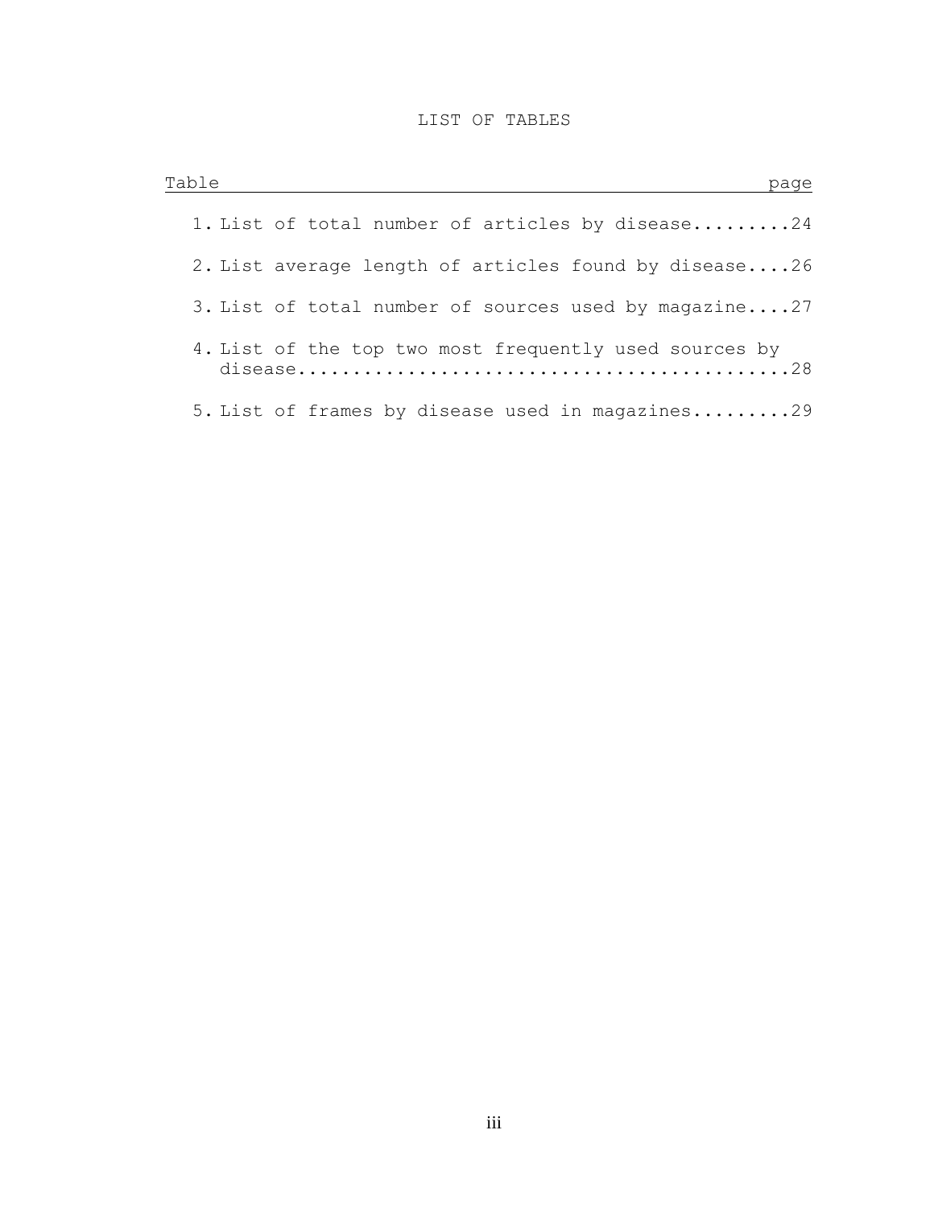# LIST OF TABLES

| Table | page |
|---|---|
| 1. List of total number of articles by disease | 24 |
| 2. List average length of articles found by disease | 26 |
| 3. List of total number of sources used by magazine | 27 |
| 4. List of the top two most frequently used sources by disease | 28 |
| 5. List of frames by disease used in magazines | 29 |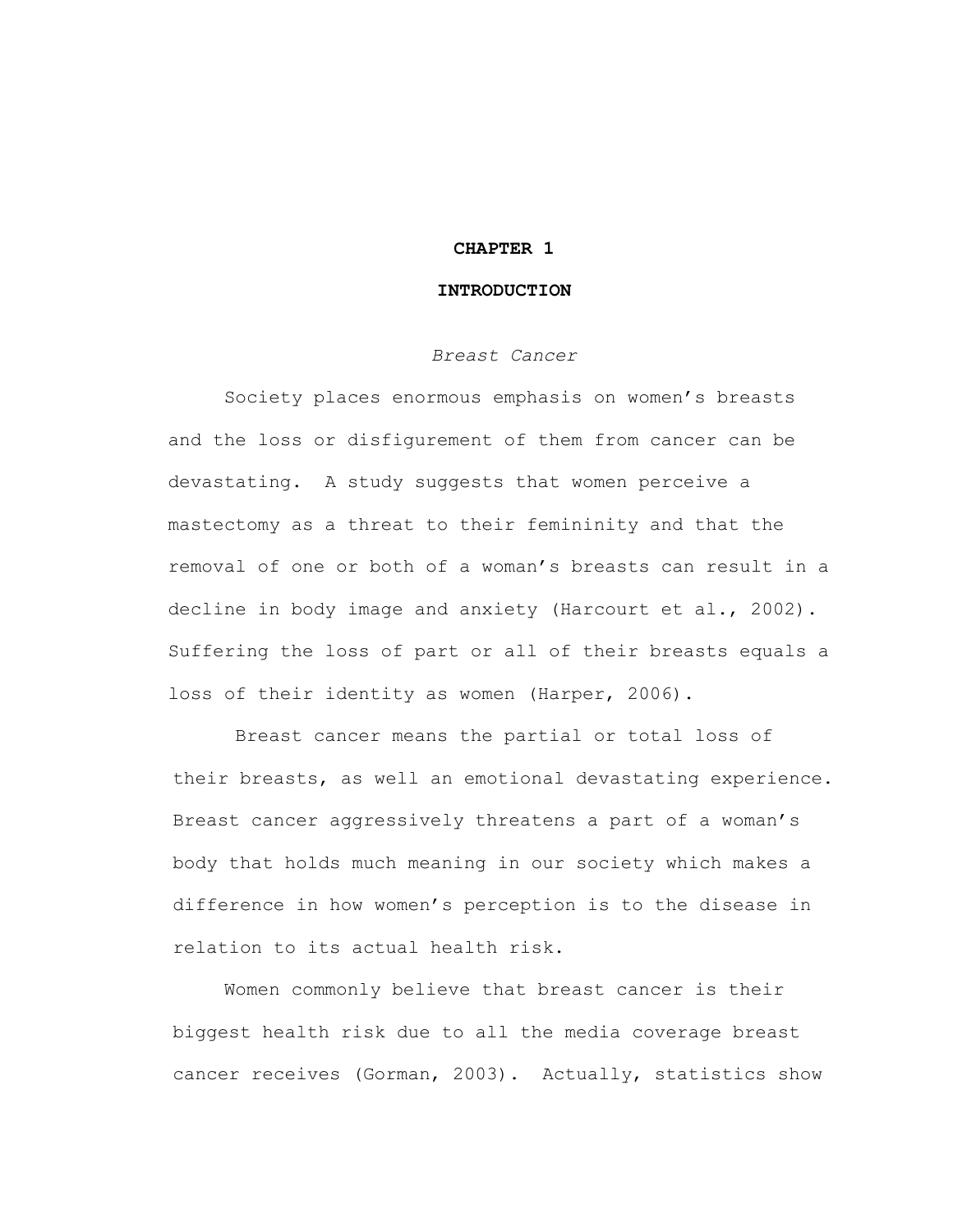# CHAPTER 1

# INTRODUCTION

## *Breast Cancer*

Society places enormous emphasis on women's breasts and the loss or disfigurement of them from cancer can be devastating. A study suggests that women perceive a mastectomy as a threat to their femininity and that the removal of one or both of a woman's breasts can result in a decline in body image and anxiety (Harcourt et al., 2002). Suffering the loss of part or all of their breasts equals a loss of their identity as women (Harper, 2006).

Breast cancer means the partial or total loss of their breasts, as well an emotional devastating experience. Breast cancer aggressively threatens a part of a woman's body that holds much meaning in our society which makes a difference in how women's perception is to the disease in relation to its actual health risk.

Women commonly believe that breast cancer is their biggest health risk due to all the media coverage breast cancer receives (Gorman, 2003). Actually, statistics show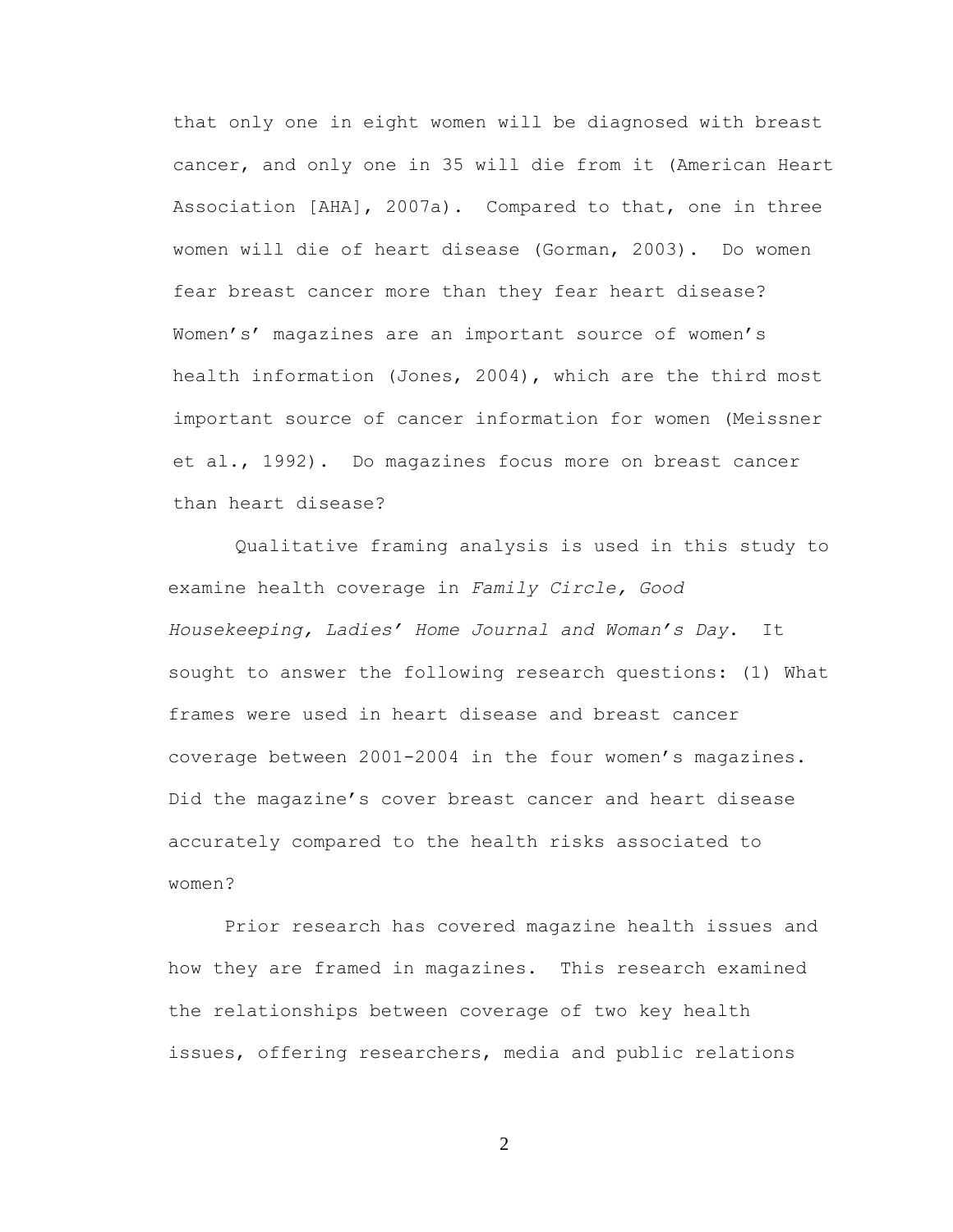that only one in eight women will be diagnosed with breast cancer, and only one in 35 will die from it (American Heart Association [AHA], 2007a). Compared to that, one in three women will die of heart disease (Gorman, 2003). Do women fear breast cancer more than they fear heart disease? Women's' magazines are an important source of women's health information (Jones, 2004), which are the third most important source of cancer information for women (Meissner et al., 1992). Do magazines focus more on breast cancer than heart disease?

Qualitative framing analysis is used in this study to examine health coverage in *Family Circle, Good Housekeeping, Ladies' Home Journal and Woman's Day*. It sought to answer the following research questions: (1) What frames were used in heart disease and breast cancer coverage between 2001-2004 in the four women's magazines. Did the magazine's cover breast cancer and heart disease accurately compared to the health risks associated to women?

Prior research has covered magazine health issues and how they are framed in magazines. This research examined the relationships between coverage of two key health issues, offering researchers, media and public relations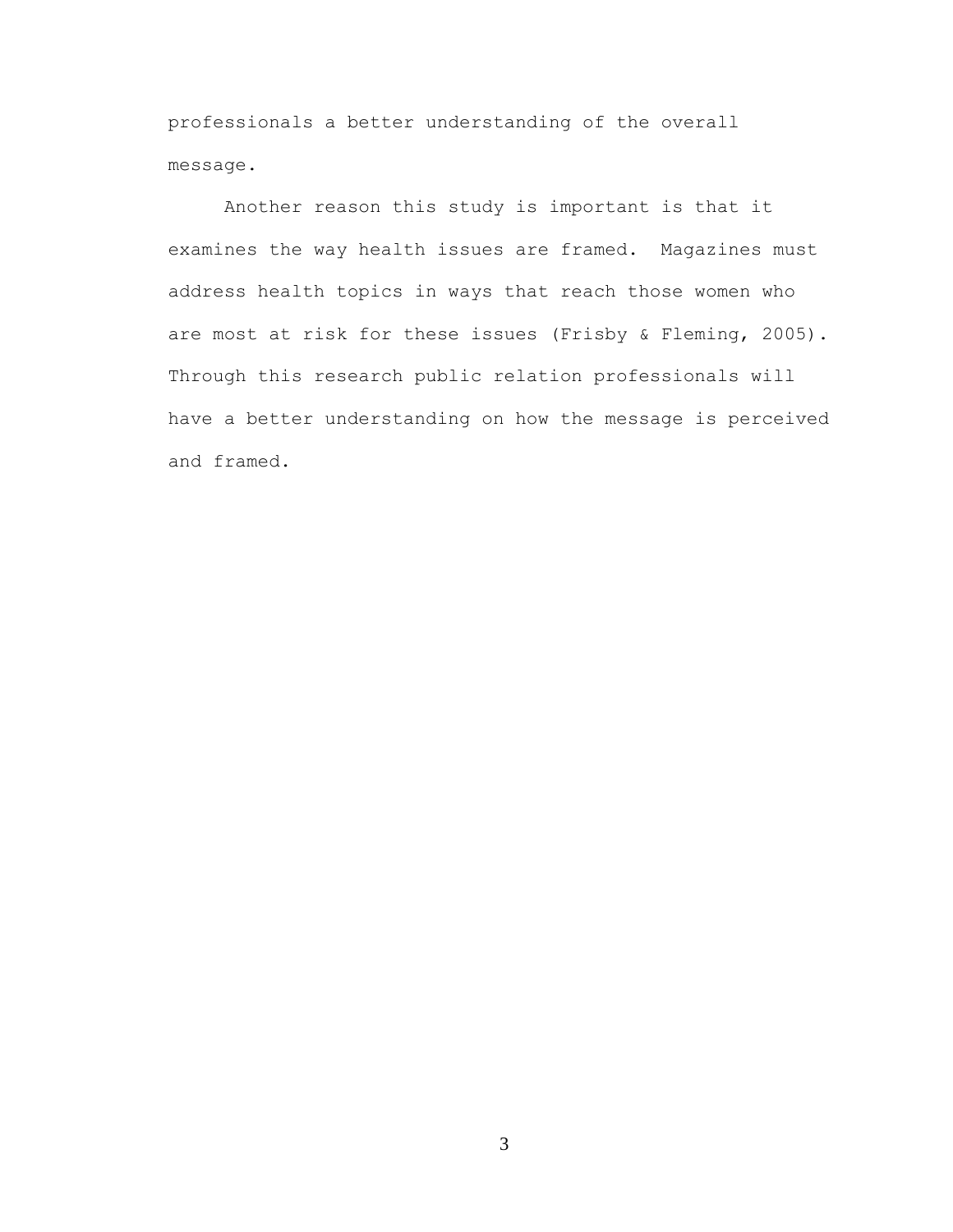professionals a better understanding of the overall message.

Another reason this study is important is that it examines the way health issues are framed. Magazines must address health topics in ways that reach those women who are most at risk for these issues (Frisby & Fleming, 2005). Through this research public relation professionals will have a better understanding on how the message is perceived and framed.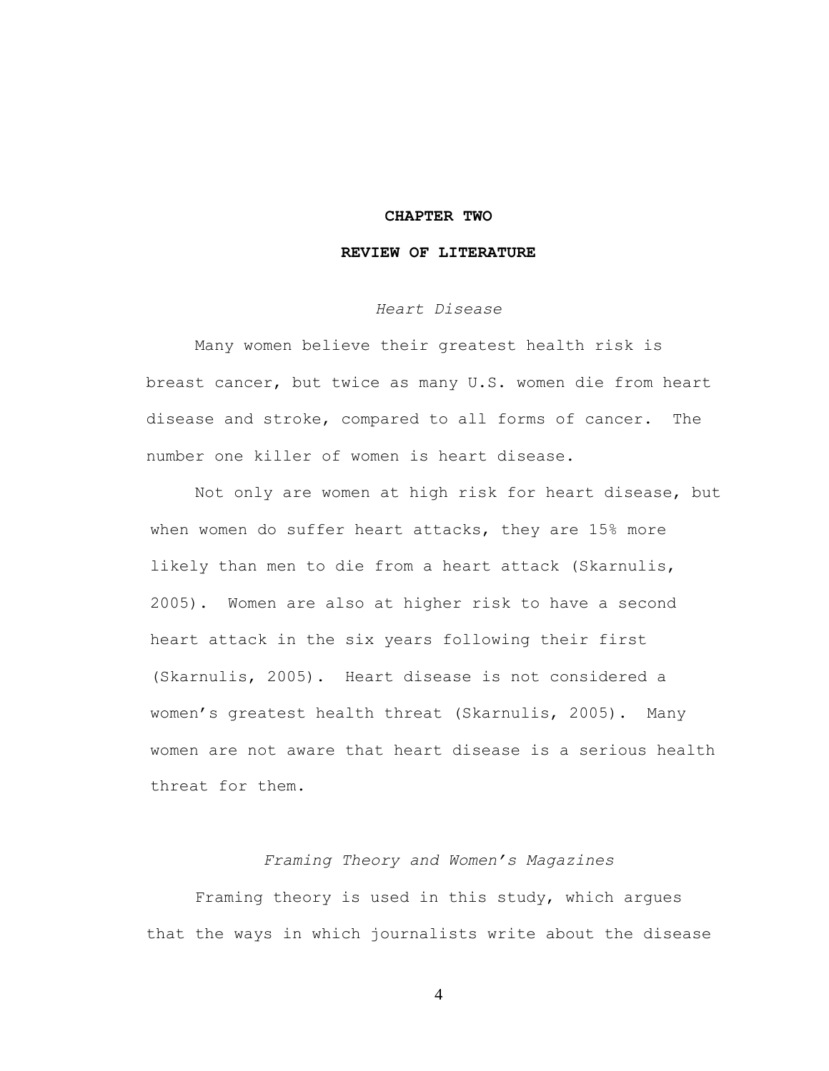# CHAPTER TWO

# REVIEW OF LITERATURE

## *Heart Disease*

Many women believe their greatest health risk is breast cancer, but twice as many U.S. women die from heart disease and stroke, compared to all forms of cancer. The number one killer of women is heart disease.

Not only are women at high risk for heart disease, but when women do suffer heart attacks, they are 15% more likely than men to die from a heart attack (Skarnulis, 2005). Women are also at higher risk to have a second heart attack in the six years following their first (Skarnulis, 2005). Heart disease is not considered a women's greatest health threat (Skarnulis, 2005). Many women are not aware that heart disease is a serious health threat for them.

## *Framing Theory and Women's Magazines*

Framing theory is used in this study, which argues that the ways in which journalists write about the disease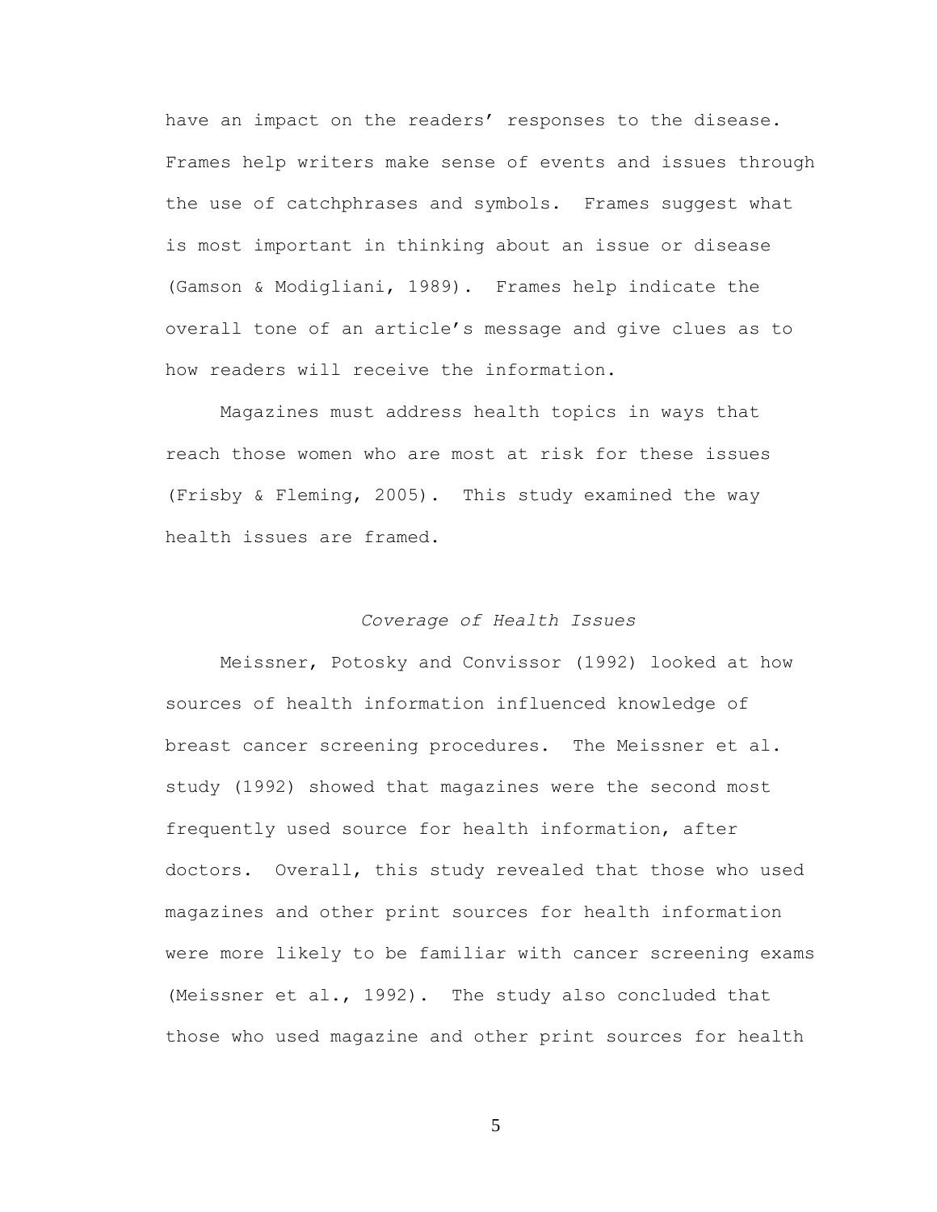have an impact on the readers' responses to the disease. Frames help writers make sense of events and issues through the use of catchphrases and symbols. Frames suggest what is most important in thinking about an issue or disease (Gamson & Modigliani, 1989). Frames help indicate the overall tone of an article's message and give clues as to how readers will receive the information.

Magazines must address health topics in ways that reach those women who are most at risk for these issues (Frisby & Fleming, 2005). This study examined the way health issues are framed.

### *Coverage of Health Issues*

Meissner, Potosky and Convissor (1992) looked at how sources of health information influenced knowledge of breast cancer screening procedures. The Meissner et al. study (1992) showed that magazines were the second most frequently used source for health information, after doctors. Overall, this study revealed that those who used magazines and other print sources for health information were more likely to be familiar with cancer screening exams (Meissner et al., 1992). The study also concluded that those who used magazine and other print sources for health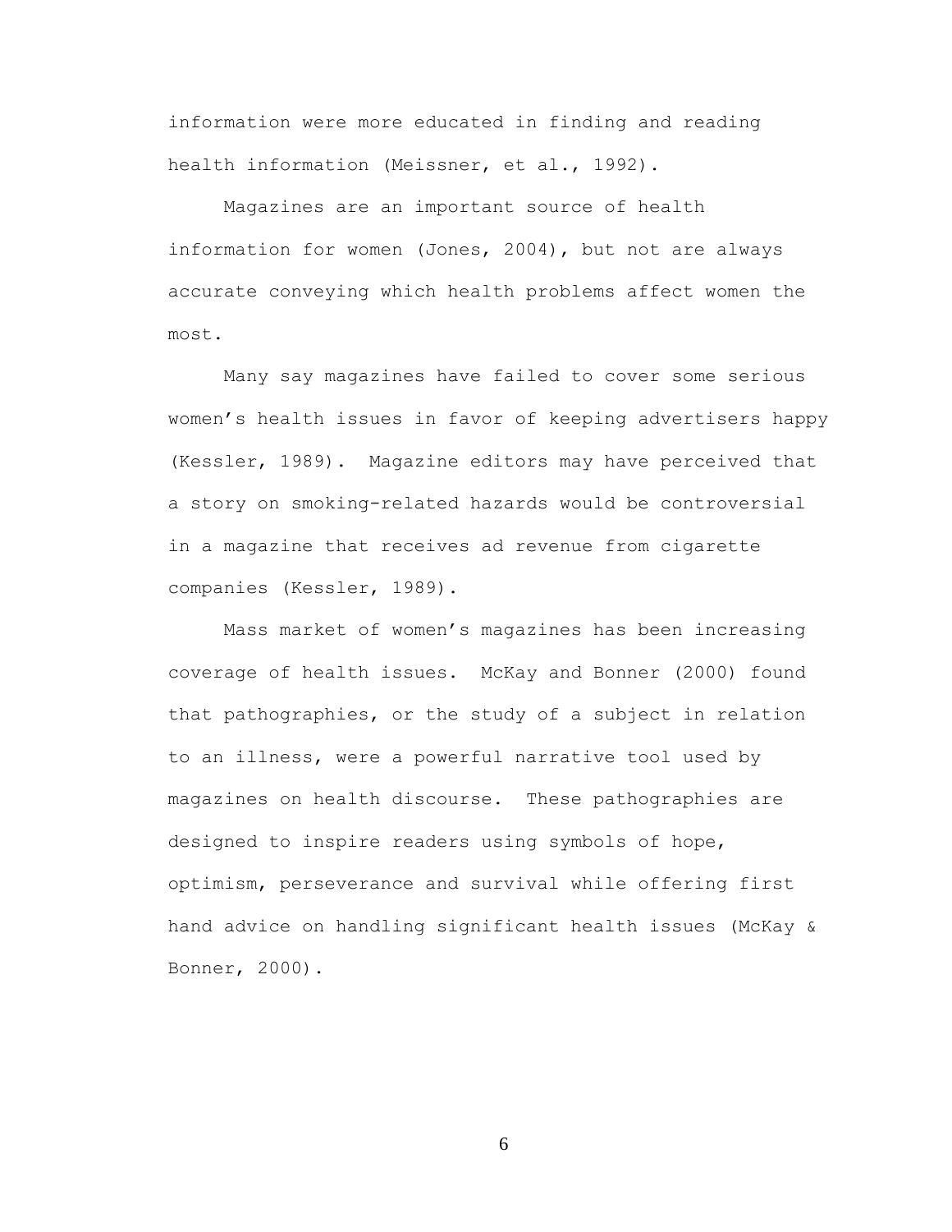information were more educated in finding and reading health information (Meissner, et al., 1992).

Magazines are an important source of health information for women (Jones, 2004), but not are always accurate conveying which health problems affect women the most.

Many say magazines have failed to cover some serious women's health issues in favor of keeping advertisers happy (Kessler, 1989). Magazine editors may have perceived that a story on smoking-related hazards would be controversial in a magazine that receives ad revenue from cigarette companies (Kessler, 1989).

Mass market of women's magazines has been increasing coverage of health issues. McKay and Bonner (2000) found that pathographies, or the study of a subject in relation to an illness, were a powerful narrative tool used by magazines on health discourse. These pathographies are designed to inspire readers using symbols of hope, optimism, perseverance and survival while offering first hand advice on handling significant health issues (McKay & Bonner, 2000).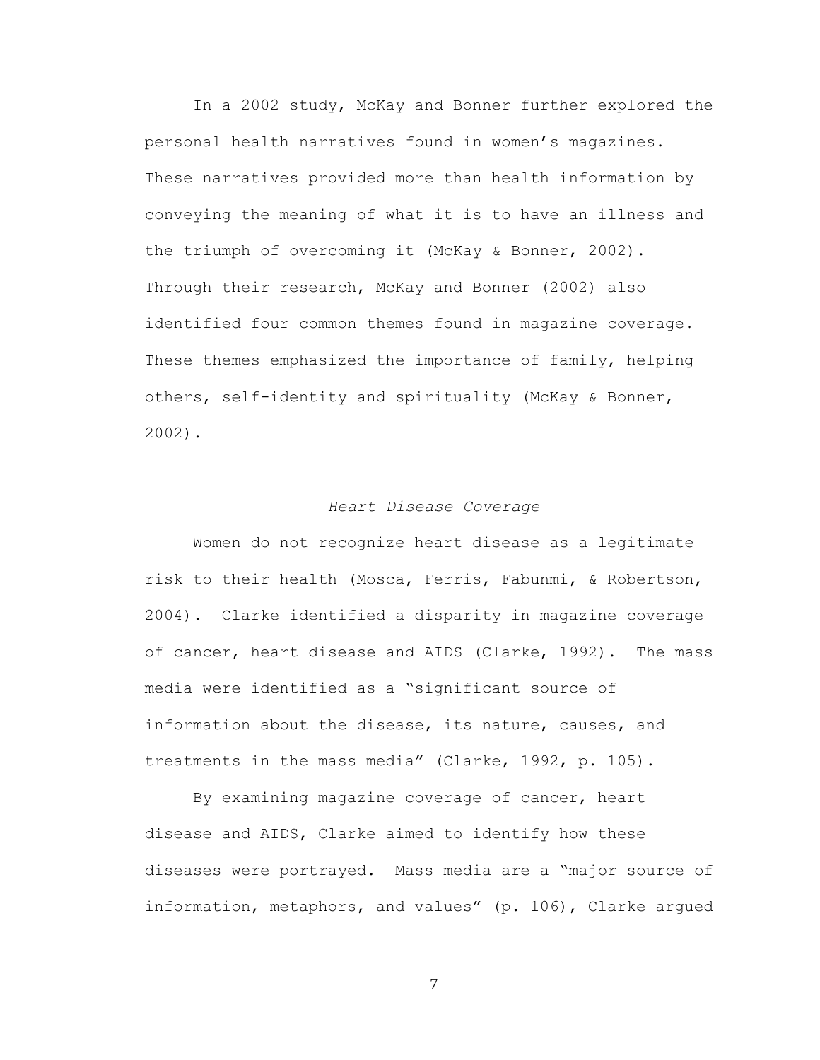In a 2002 study, McKay and Bonner further explored the personal health narratives found in women's magazines. These narratives provided more than health information by conveying the meaning of what it is to have an illness and the triumph of overcoming it (McKay & Bonner, 2002). Through their research, McKay and Bonner (2002) also identified four common themes found in magazine coverage. These themes emphasized the importance of family, helping others, self-identity and spirituality (McKay & Bonner, 2002).

### *Heart Disease Coverage*

Women do not recognize heart disease as a legitimate risk to their health (Mosca, Ferris, Fabunmi, & Robertson, 2004). Clarke identified a disparity in magazine coverage of cancer, heart disease and AIDS (Clarke, 1992). The mass media were identified as a "significant source of information about the disease, its nature, causes, and treatments in the mass media" (Clarke, 1992, p. 105).

By examining magazine coverage of cancer, heart disease and AIDS, Clarke aimed to identify how these diseases were portrayed. Mass media are a "major source of information, metaphors, and values" (p. 106), Clarke argued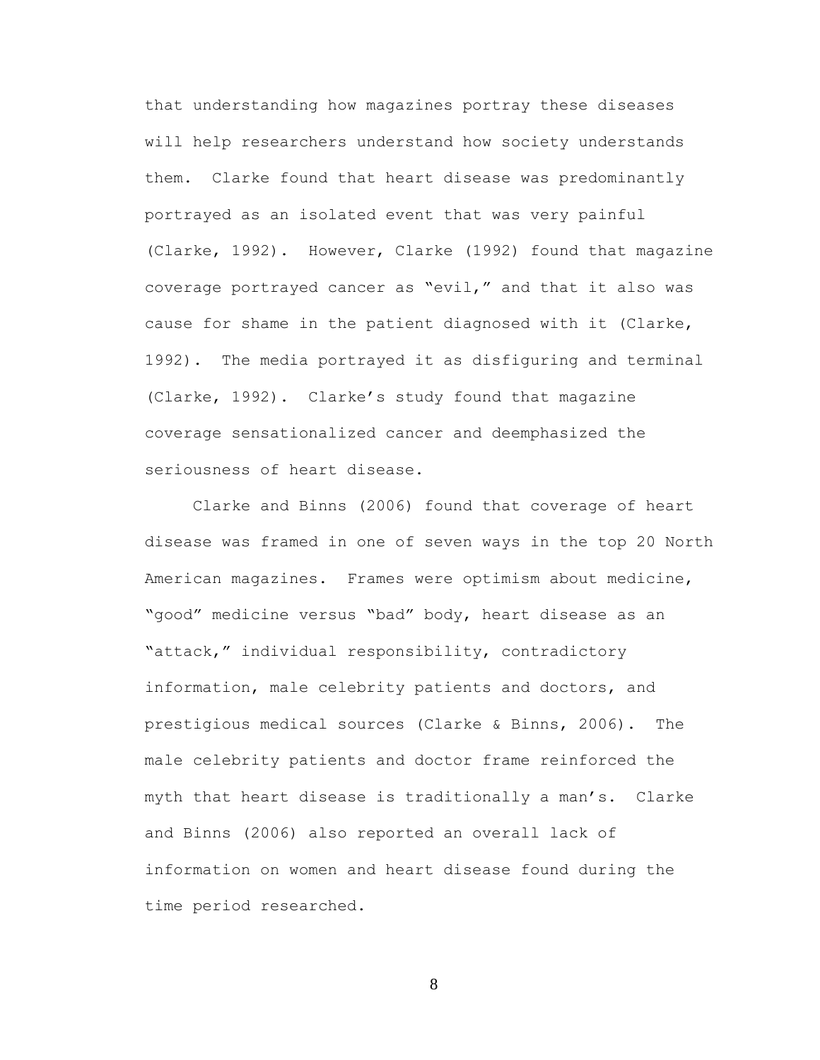that understanding how magazines portray these diseases will help researchers understand how society understands them. Clarke found that heart disease was predominantly portrayed as an isolated event that was very painful (Clarke, 1992). However, Clarke (1992) found that magazine coverage portrayed cancer as "evil," and that it also was cause for shame in the patient diagnosed with it (Clarke, 1992). The media portrayed it as disfiguring and terminal (Clarke, 1992). Clarke's study found that magazine coverage sensationalized cancer and deemphasized the seriousness of heart disease.

Clarke and Binns (2006) found that coverage of heart disease was framed in one of seven ways in the top 20 North American magazines. Frames were optimism about medicine, "good" medicine versus "bad" body, heart disease as an "attack," individual responsibility, contradictory information, male celebrity patients and doctors, and prestigious medical sources (Clarke & Binns, 2006). The male celebrity patients and doctor frame reinforced the myth that heart disease is traditionally a man's. Clarke and Binns (2006) also reported an overall lack of information on women and heart disease found during the time period researched.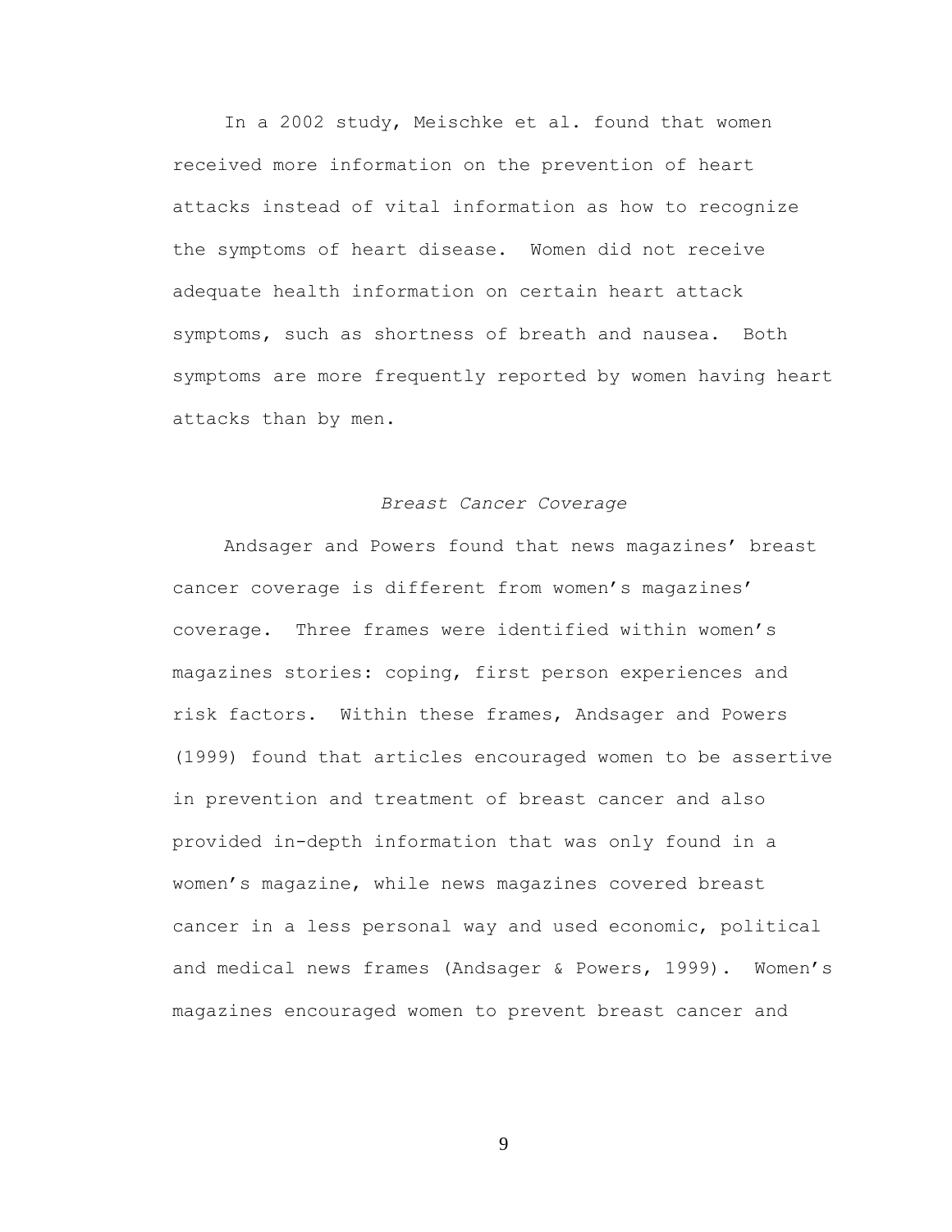In a 2002 study, Meischke et al. found that women received more information on the prevention of heart attacks instead of vital information as how to recognize the symptoms of heart disease. Women did not receive adequate health information on certain heart attack symptoms, such as shortness of breath and nausea. Both symptoms are more frequently reported by women having heart attacks than by men.

### *Breast Cancer Coverage*

Andsager and Powers found that news magazines' breast cancer coverage is different from women's magazines' coverage. Three frames were identified within women's magazines stories: coping, first person experiences and risk factors. Within these frames, Andsager and Powers (1999) found that articles encouraged women to be assertive in prevention and treatment of breast cancer and also provided in-depth information that was only found in a women's magazine, while news magazines covered breast cancer in a less personal way and used economic, political and medical news frames (Andsager & Powers, 1999). Women's magazines encouraged women to prevent breast cancer and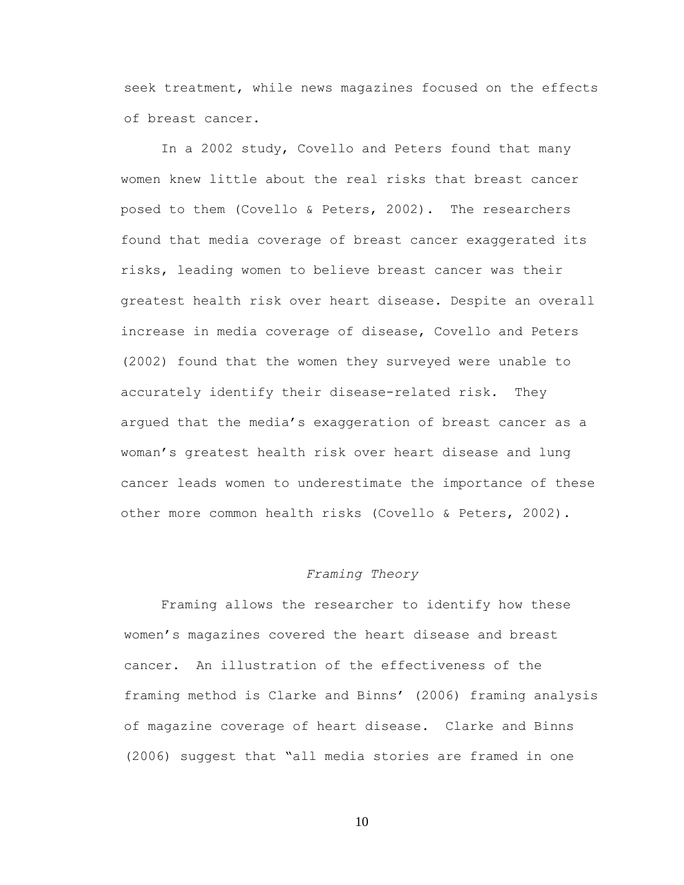seek treatment, while news magazines focused on the effects of breast cancer.

In a 2002 study, Covello and Peters found that many women knew little about the real risks that breast cancer posed to them (Covello & Peters, 2002). The researchers found that media coverage of breast cancer exaggerated its risks, leading women to believe breast cancer was their greatest health risk over heart disease. Despite an overall increase in media coverage of disease, Covello and Peters (2002) found that the women they surveyed were unable to accurately identify their disease-related risk. They argued that the media's exaggeration of breast cancer as a woman's greatest health risk over heart disease and lung cancer leads women to underestimate the importance of these other more common health risks (Covello & Peters, 2002).

### *Framing Theory*

Framing allows the researcher to identify how these women's magazines covered the heart disease and breast cancer. An illustration of the effectiveness of the framing method is Clarke and Binns' (2006) framing analysis of magazine coverage of heart disease. Clarke and Binns (2006) suggest that "all media stories are framed in one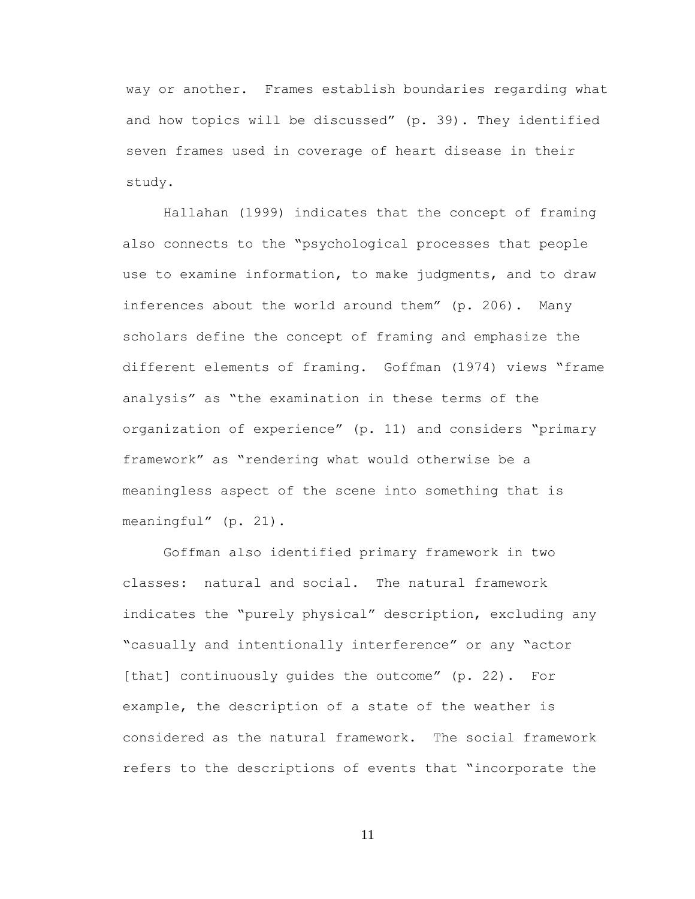way or another. Frames establish boundaries regarding what and how topics will be discussed" (p. 39). They identified seven frames used in coverage of heart disease in their study.

Hallahan (1999) indicates that the concept of framing also connects to the "psychological processes that people use to examine information, to make judgments, and to draw inferences about the world around them" (p. 206). Many scholars define the concept of framing and emphasize the different elements of framing. Goffman (1974) views "frame analysis" as "the examination in these terms of the organization of experience" (p. 11) and considers "primary framework" as "rendering what would otherwise be a meaningless aspect of the scene into something that is meaningful" (p. 21).

Goffman also identified primary framework in two classes: natural and social. The natural framework indicates the "purely physical" description, excluding any "casually and intentionally interference" or any "actor [that] continuously guides the outcome" (p. 22). For example, the description of a state of the weather is considered as the natural framework. The social framework refers to the descriptions of events that "incorporate the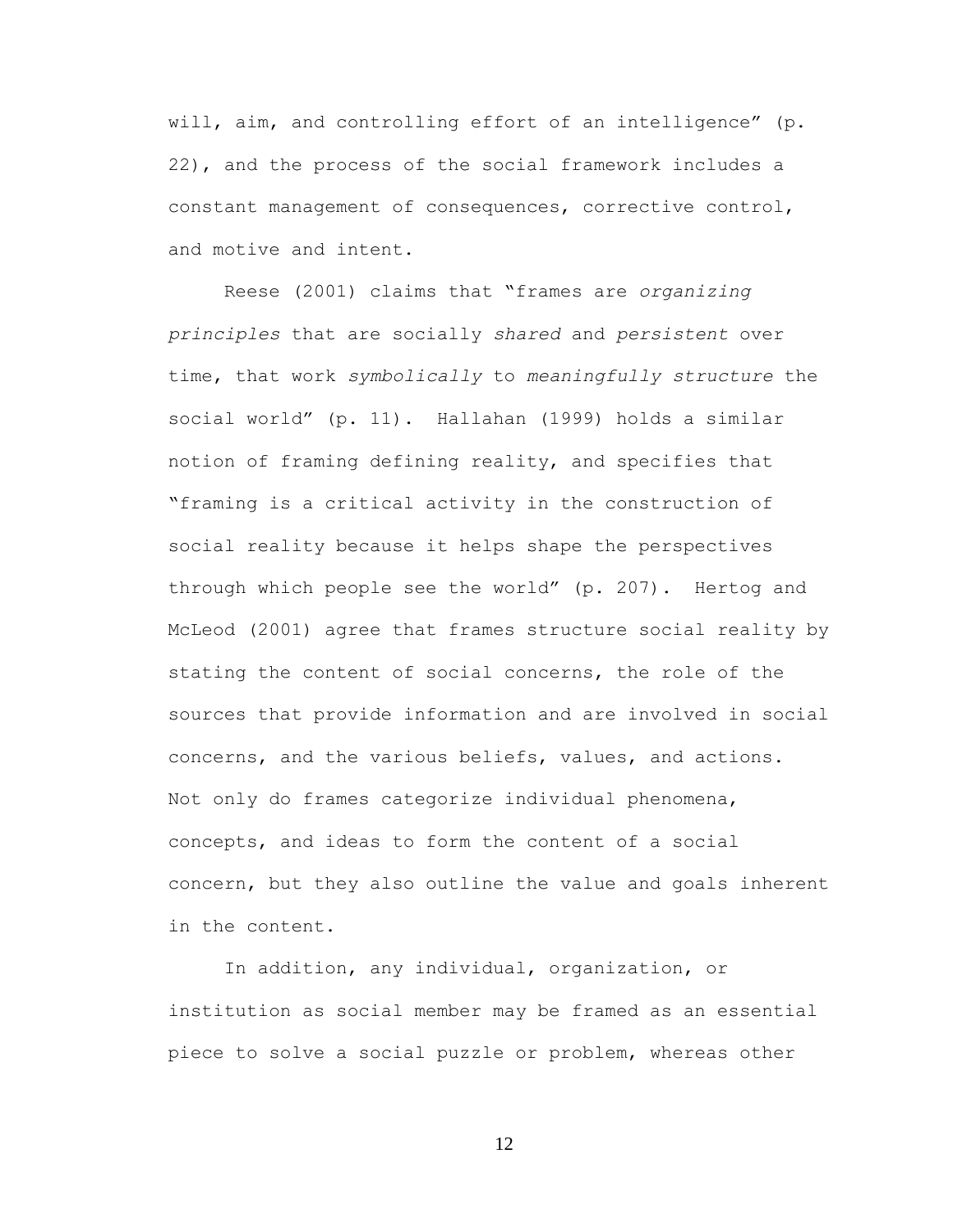will, aim, and controlling effort of an intelligence" (p. 22), and the process of the social framework includes a constant management of consequences, corrective control, and motive and intent.

Reese (2001) claims that "frames are *organizing principles* that are socially *shared* and *persistent* over time, that work *symbolically* to *meaningfully structure* the social world" (p. 11). Hallahan (1999) holds a similar notion of framing defining reality, and specifies that "framing is a critical activity in the construction of social reality because it helps shape the perspectives through which people see the world" (p. 207). Hertog and McLeod (2001) agree that frames structure social reality by stating the content of social concerns, the role of the sources that provide information and are involved in social concerns, and the various beliefs, values, and actions. Not only do frames categorize individual phenomena, concepts, and ideas to form the content of a social concern, but they also outline the value and goals inherent in the content.

In addition, any individual, organization, or institution as social member may be framed as an essential piece to solve a social puzzle or problem, whereas other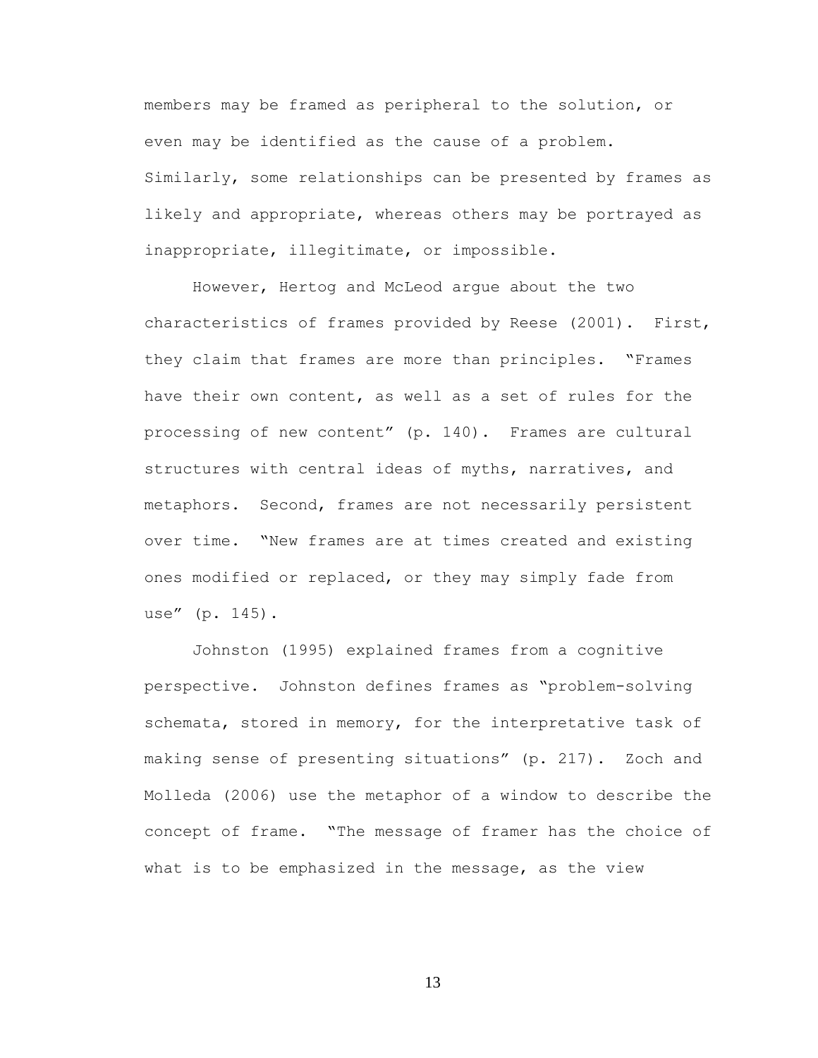members may be framed as peripheral to the solution, or even may be identified as the cause of a problem. Similarly, some relationships can be presented by frames as likely and appropriate, whereas others may be portrayed as inappropriate, illegitimate, or impossible.

However, Hertog and McLeod argue about the two characteristics of frames provided by Reese (2001). First, they claim that frames are more than principles. "Frames have their own content, as well as a set of rules for the processing of new content" (p. 140). Frames are cultural structures with central ideas of myths, narratives, and metaphors. Second, frames are not necessarily persistent over time. "New frames are at times created and existing ones modified or replaced, or they may simply fade from use" (p. 145).

Johnston (1995) explained frames from a cognitive perspective. Johnston defines frames as "problem-solving schemata, stored in memory, for the interpretative task of making sense of presenting situations" (p. 217). Zoch and Molleda (2006) use the metaphor of a window to describe the concept of frame. "The message of framer has the choice of what is to be emphasized in the message, as the view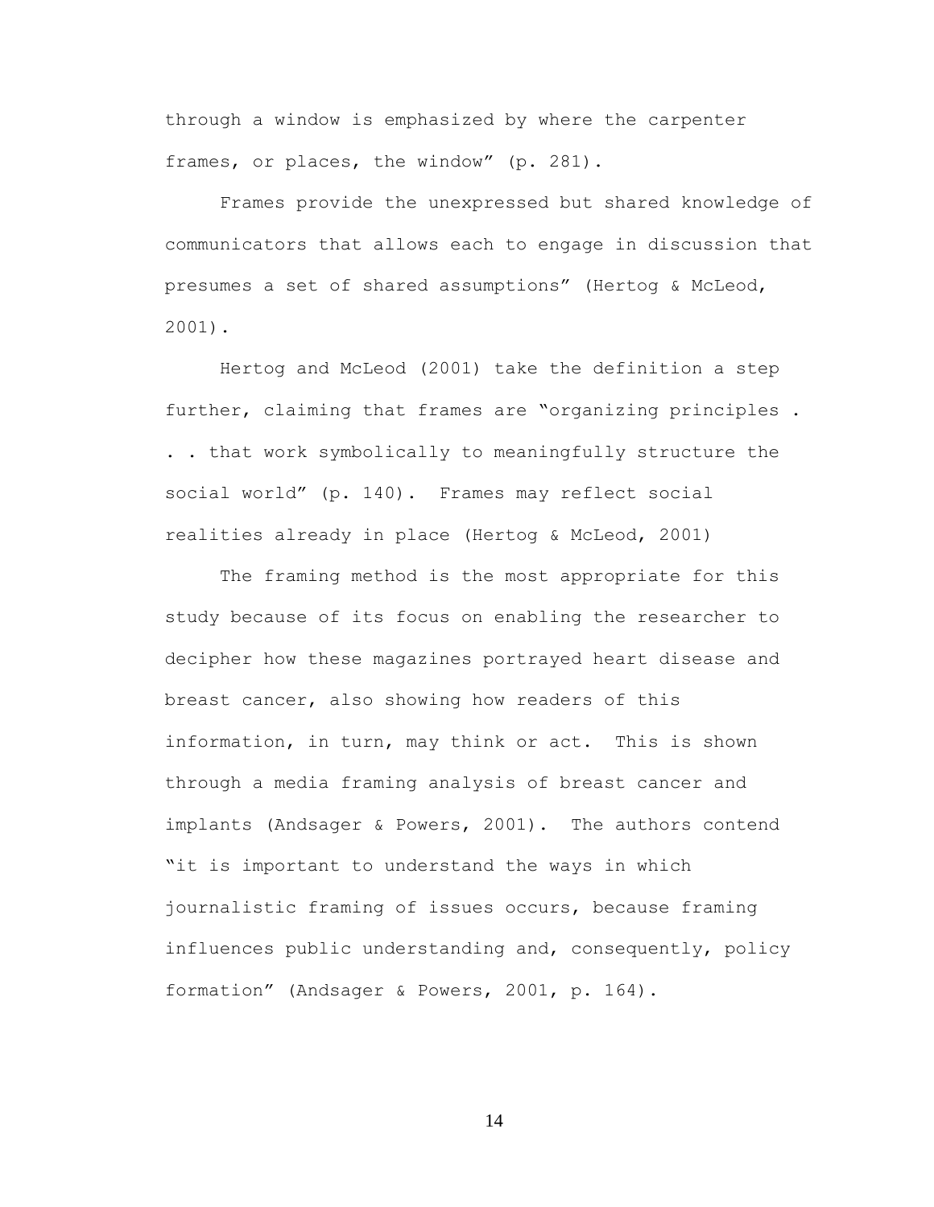through a window is emphasized by where the carpenter frames, or places, the window" (p. 281).

Frames provide the unexpressed but shared knowledge of communicators that allows each to engage in discussion that presumes a set of shared assumptions" (Hertog & McLeod, 2001).

Hertog and McLeod (2001) take the definition a step further, claiming that frames are "organizing principles . . . that work symbolically to meaningfully structure the social world" (p. 140). Frames may reflect social realities already in place (Hertog & McLeod, 2001)

The framing method is the most appropriate for this study because of its focus on enabling the researcher to decipher how these magazines portrayed heart disease and breast cancer, also showing how readers of this information, in turn, may think or act. This is shown through a media framing analysis of breast cancer and implants (Andsager & Powers, 2001). The authors contend "it is important to understand the ways in which journalistic framing of issues occurs, because framing influences public understanding and, consequently, policy formation" (Andsager & Powers, 2001, p. 164).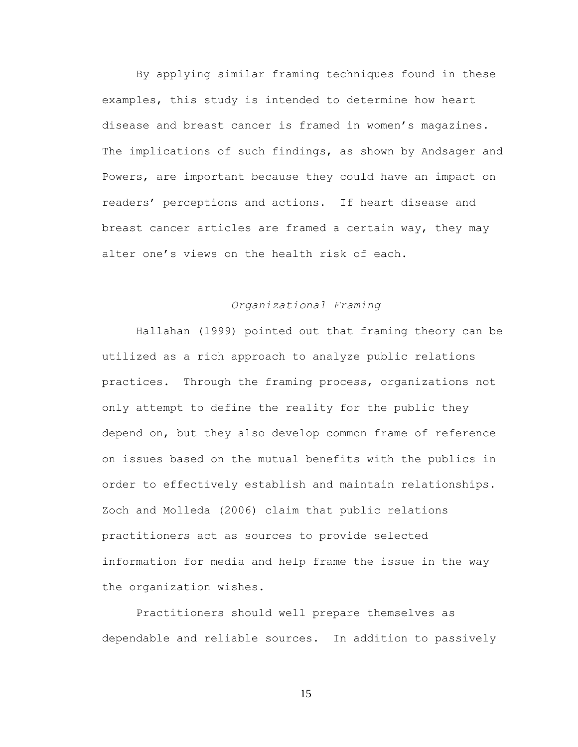By applying similar framing techniques found in these examples, this study is intended to determine how heart disease and breast cancer is framed in women's magazines. The implications of such findings, as shown by Andsager and Powers, are important because they could have an impact on readers' perceptions and actions. If heart disease and breast cancer articles are framed a certain way, they may alter one's views on the health risk of each.

### *Organizational Framing*

Hallahan (1999) pointed out that framing theory can be utilized as a rich approach to analyze public relations practices. Through the framing process, organizations not only attempt to define the reality for the public they depend on, but they also develop common frame of reference on issues based on the mutual benefits with the publics in order to effectively establish and maintain relationships. Zoch and Molleda (2006) claim that public relations practitioners act as sources to provide selected information for media and help frame the issue in the way the organization wishes.

Practitioners should well prepare themselves as dependable and reliable sources. In addition to passively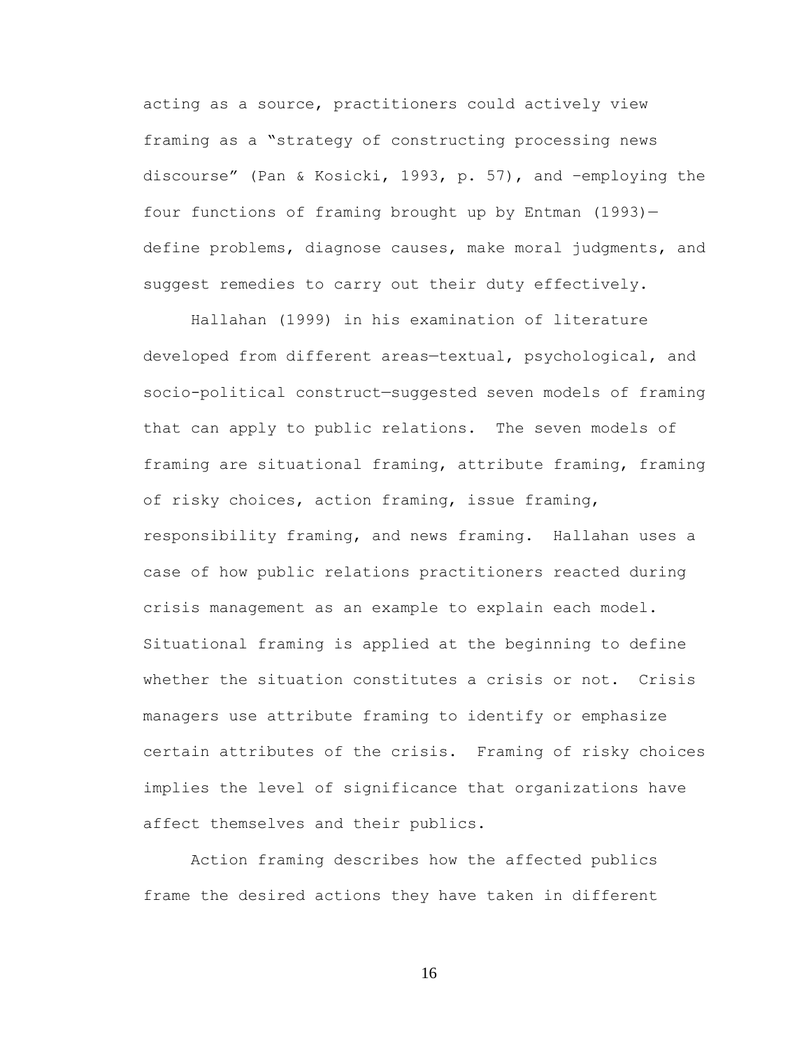acting as a source, practitioners could actively view framing as a "strategy of constructing processing news discourse" (Pan & Kosicki, 1993, p. 57), and –employing the four functions of framing brought up by Entman (1993)—define problems, diagnose causes, make moral judgments, and suggest remedies to carry out their duty effectively.

Hallahan (1999) in his examination of literature developed from different areas—textual, psychological, and socio-political construct—suggested seven models of framing that can apply to public relations. The seven models of framing are situational framing, attribute framing, framing of risky choices, action framing, issue framing, responsibility framing, and news framing. Hallahan uses a case of how public relations practitioners reacted during crisis management as an example to explain each model. Situational framing is applied at the beginning to define whether the situation constitutes a crisis or not. Crisis managers use attribute framing to identify or emphasize certain attributes of the crisis. Framing of risky choices implies the level of significance that organizations have affect themselves and their publics.

Action framing describes how the affected publics frame the desired actions they have taken in different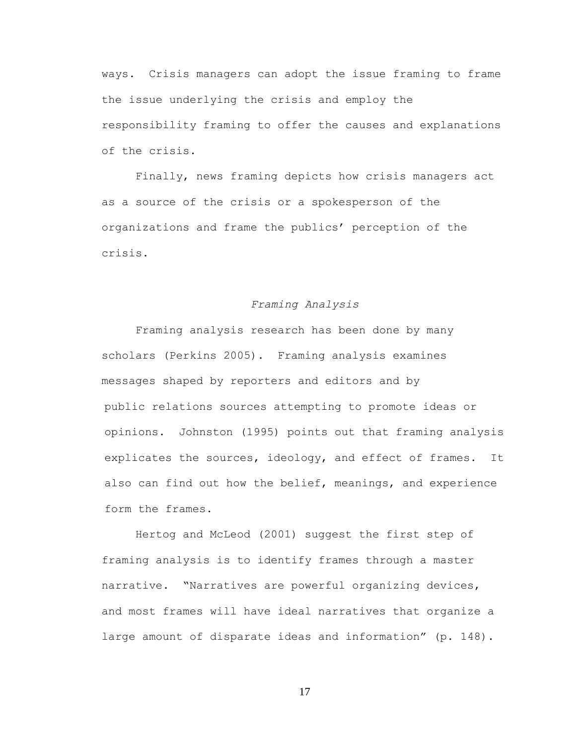ways. Crisis managers can adopt the issue framing to frame the issue underlying the crisis and employ the responsibility framing to offer the causes and explanations of the crisis.

Finally, news framing depicts how crisis managers act as a source of the crisis or a spokesperson of the organizations and frame the publics' perception of the crisis.

### *Framing Analysis*

Framing analysis research has been done by many scholars (Perkins 2005). Framing analysis examines messages shaped by reporters and editors and by public relations sources attempting to promote ideas or opinions. Johnston (1995) points out that framing analysis explicates the sources, ideology, and effect of frames. It also can find out how the belief, meanings, and experience form the frames.

Hertog and McLeod (2001) suggest the first step of framing analysis is to identify frames through a master narrative. "Narratives are powerful organizing devices, and most frames will have ideal narratives that organize a large amount of disparate ideas and information" (p. 148).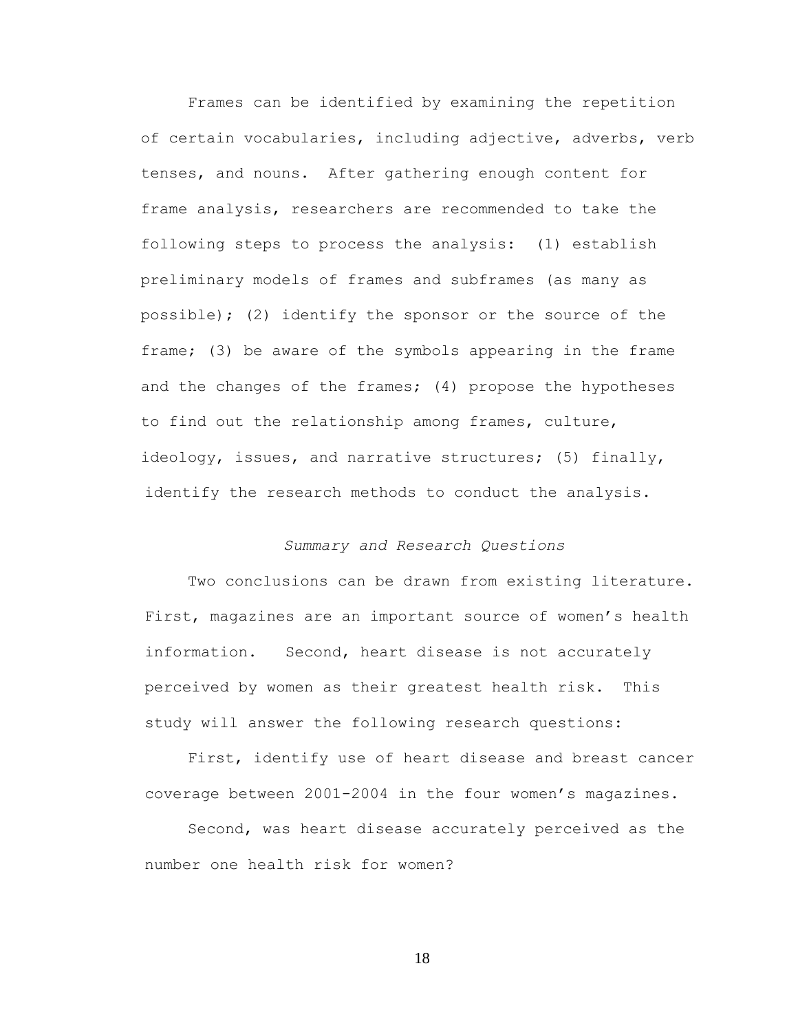Frames can be identified by examining the repetition of certain vocabularies, including adjective, adverbs, verb tenses, and nouns. After gathering enough content for frame analysis, researchers are recommended to take the following steps to process the analysis: (1) establish preliminary models of frames and subframes (as many as possible); (2) identify the sponsor or the source of the frame; (3) be aware of the symbols appearing in the frame and the changes of the frames; (4) propose the hypotheses to find out the relationship among frames, culture, ideology, issues, and narrative structures; (5) finally, identify the research methods to conduct the analysis.

### *Summary and Research Questions*

Two conclusions can be drawn from existing literature. First, magazines are an important source of women's health information. Second, heart disease is not accurately perceived by women as their greatest health risk. This study will answer the following research questions:

First, identify use of heart disease and breast cancer coverage between 2001-2004 in the four women's magazines.

Second, was heart disease accurately perceived as the number one health risk for women?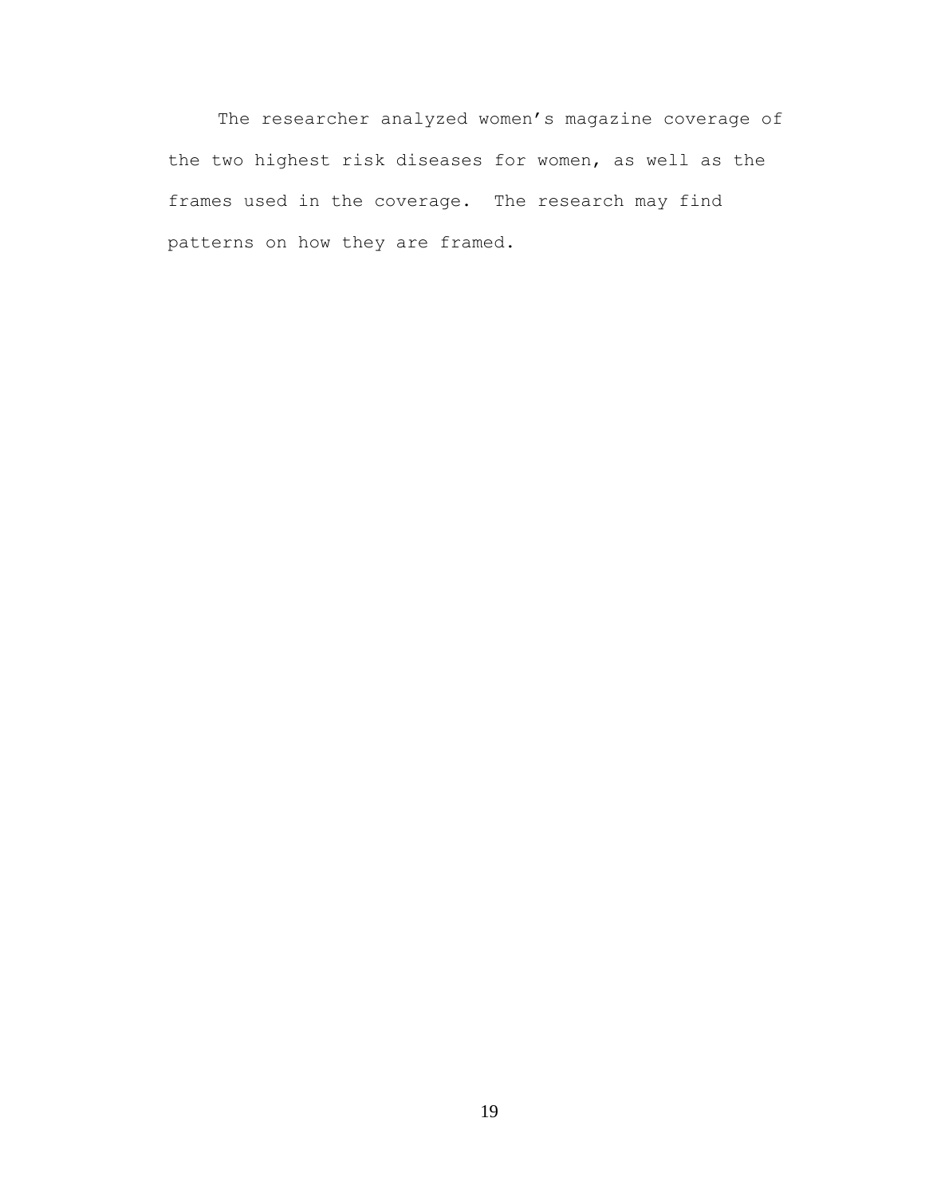The researcher analyzed women's magazine coverage of the two highest risk diseases for women, as well as the frames used in the coverage. The research may find patterns on how they are framed.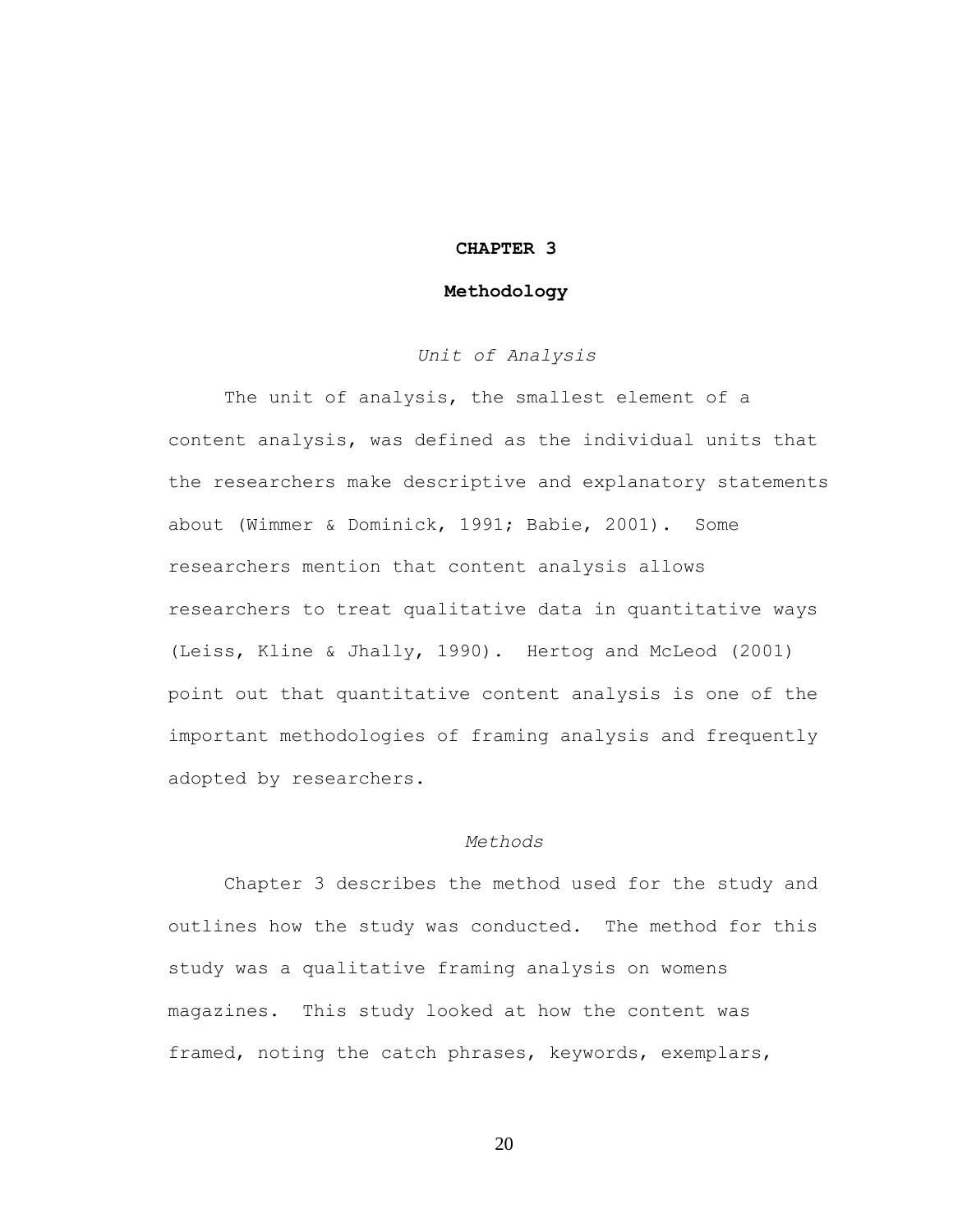# CHAPTER 3

# Methodology

### *Unit of Analysis*

The unit of analysis, the smallest element of a content analysis, was defined as the individual units that the researchers make descriptive and explanatory statements about (Wimmer & Dominick, 1991; Babie, 2001). Some researchers mention that content analysis allows researchers to treat qualitative data in quantitative ways (Leiss, Kline & Jhally, 1990). Hertog and McLeod (2001) point out that quantitative content analysis is one of the important methodologies of framing analysis and frequently adopted by researchers.

### *Methods*

Chapter 3 describes the method used for the study and outlines how the study was conducted. The method for this study was a qualitative framing analysis on womens magazines. This study looked at how the content was framed, noting the catch phrases, keywords, exemplars,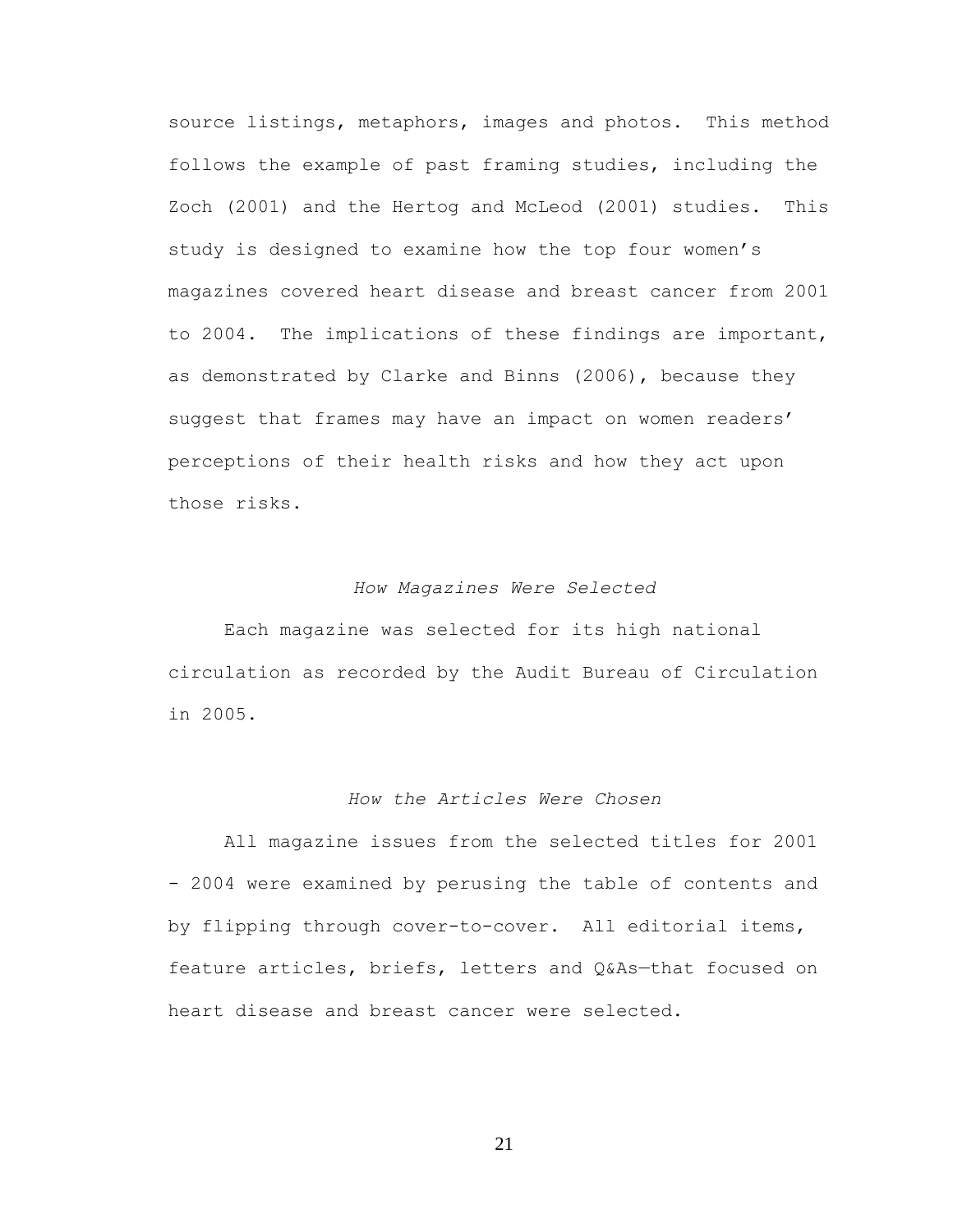source listings, metaphors, images and photos. This method follows the example of past framing studies, including the Zoch (2001) and the Hertog and McLeod (2001) studies. This study is designed to examine how the top four women's magazines covered heart disease and breast cancer from 2001 to 2004. The implications of these findings are important, as demonstrated by Clarke and Binns (2006), because they suggest that frames may have an impact on women readers' perceptions of their health risks and how they act upon those risks.

### *How Magazines Were Selected*

Each magazine was selected for its high national circulation as recorded by the Audit Bureau of Circulation in 2005.

### *How the Articles Were Chosen*

All magazine issues from the selected titles for 2001 - 2004 were examined by perusing the table of contents and by flipping through cover-to-cover. All editorial items, feature articles, briefs, letters and Q&As—that focused on heart disease and breast cancer were selected.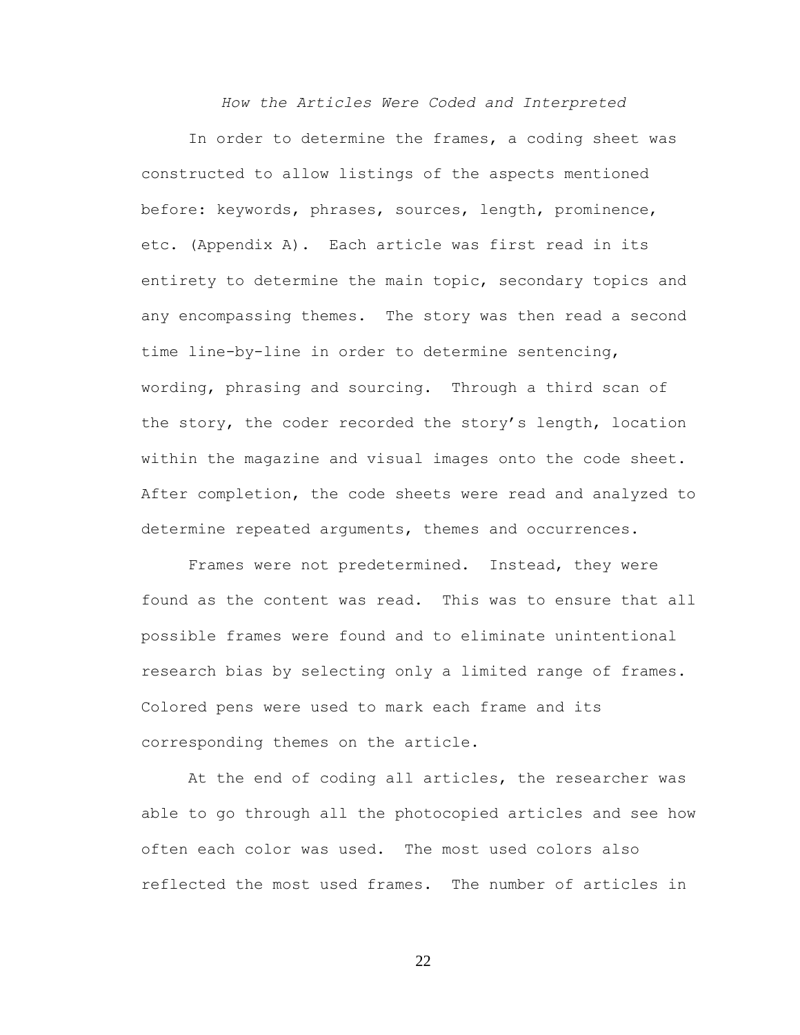### *How the Articles Were Coded and Interpreted*

In order to determine the frames, a coding sheet was constructed to allow listings of the aspects mentioned before: keywords, phrases, sources, length, prominence, etc. (Appendix A). Each article was first read in its entirety to determine the main topic, secondary topics and any encompassing themes. The story was then read a second time line-by-line in order to determine sentencing, wording, phrasing and sourcing. Through a third scan of the story, the coder recorded the story's length, location within the magazine and visual images onto the code sheet. After completion, the code sheets were read and analyzed to determine repeated arguments, themes and occurrences.

Frames were not predetermined. Instead, they were found as the content was read. This was to ensure that all possible frames were found and to eliminate unintentional research bias by selecting only a limited range of frames. Colored pens were used to mark each frame and its corresponding themes on the article.

At the end of coding all articles, the researcher was able to go through all the photocopied articles and see how often each color was used. The most used colors also reflected the most used frames. The number of articles in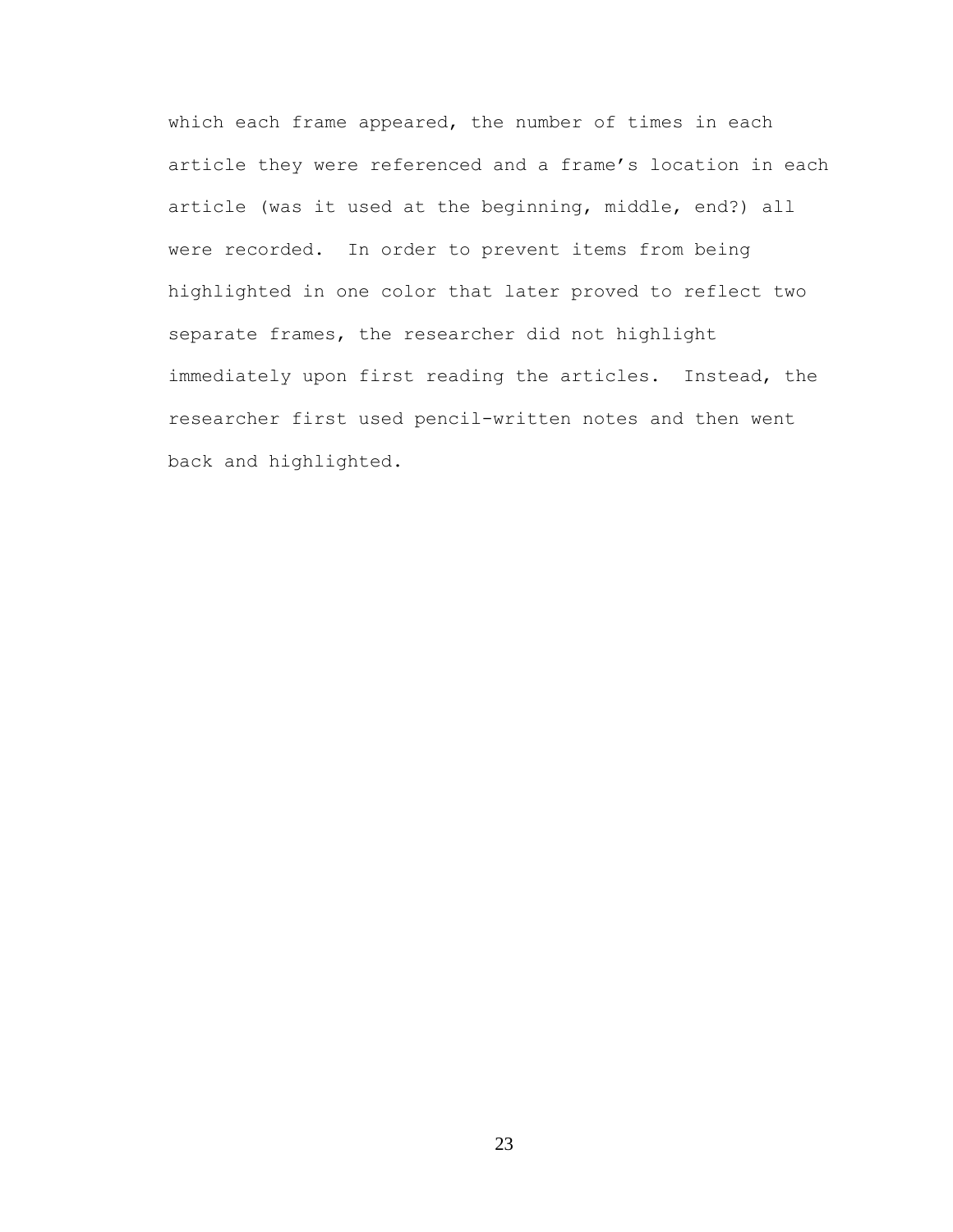which each frame appeared, the number of times in each article they were referenced and a frame’s location in each article (was it used at the beginning, middle, end?) all were recorded. In order to prevent items from being highlighted in one color that later proved to reflect two separate frames, the researcher did not highlight immediately upon first reading the articles. Instead, the researcher first used pencil-written notes and then went back and highlighted.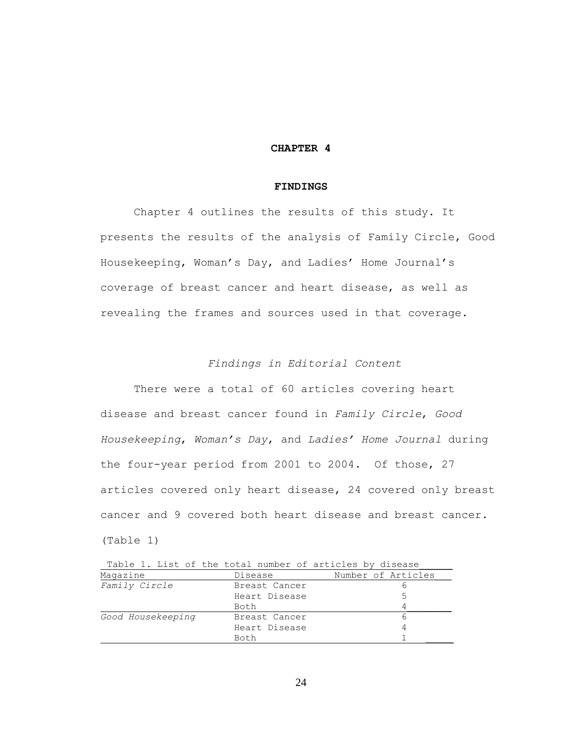# CHAPTER 4

## FINDINGS

Chapter 4 outlines the results of this study. It presents the results of the analysis of Family Circle, Good Housekeeping, Woman's Day, and Ladies' Home Journal's coverage of breast cancer and heart disease, as well as revealing the frames and sources used in that coverage.

### *Findings in Editorial Content*

There were a total of 60 articles covering heart disease and breast cancer found in *Family Circle*, *Good Housekeeping*, *Woman's Day*, and *Ladies' Home Journal* during the four-year period from 2001 to 2004. Of those, 27 articles covered only heart disease, 24 covered only breast cancer and 9 covered both heart disease and breast cancer. (Table 1)

Table 1. List of the total number of articles by disease

| Magazine | Disease | Number of Articles |
|---|---|---|
| *Family Circle* | Breast Cancer | 6 |
| | Heart Disease | 5 |
| | Both | 4 |
| *Good Housekeeping* | Breast Cancer | 6 |
| | Heart Disease | 4 |
| | Both | 1 |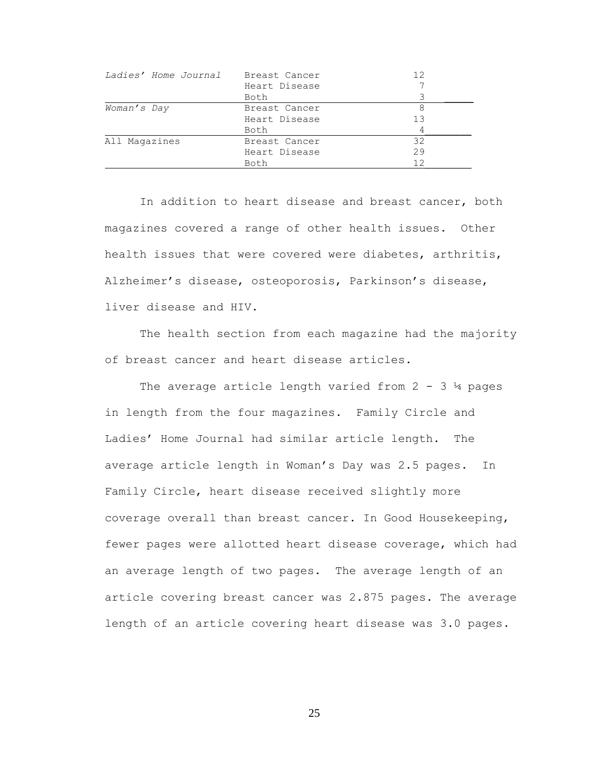| | | |
|---|---|---|
| *Ladies' Home Journal* | Breast Cancer | 12 |
| | Heart Disease | 7 |
| | Both | 3 |
| *Woman's Day* | Breast Cancer | 8 |
| | Heart Disease | 13 |
| | Both | 4 |
| All Magazines | Breast Cancer | 32 |
| | Heart Disease | 29 |
| | Both | 12 |

In addition to heart disease and breast cancer, both magazines covered a range of other health issues. Other health issues that were covered were diabetes, arthritis, Alzheimer's disease, osteoporosis, Parkinson's disease, liver disease and HIV.

The health section from each magazine had the majority of breast cancer and heart disease articles.

The average article length varied from 2 - 3 ¼ pages in length from the four magazines. Family Circle and Ladies' Home Journal had similar article length. The average article length in Woman's Day was 2.5 pages. In Family Circle, heart disease received slightly more coverage overall than breast cancer. In Good Housekeeping, fewer pages were allotted heart disease coverage, which had an average length of two pages. The average length of an article covering breast cancer was 2.875 pages. The average length of an article covering heart disease was 3.0 pages.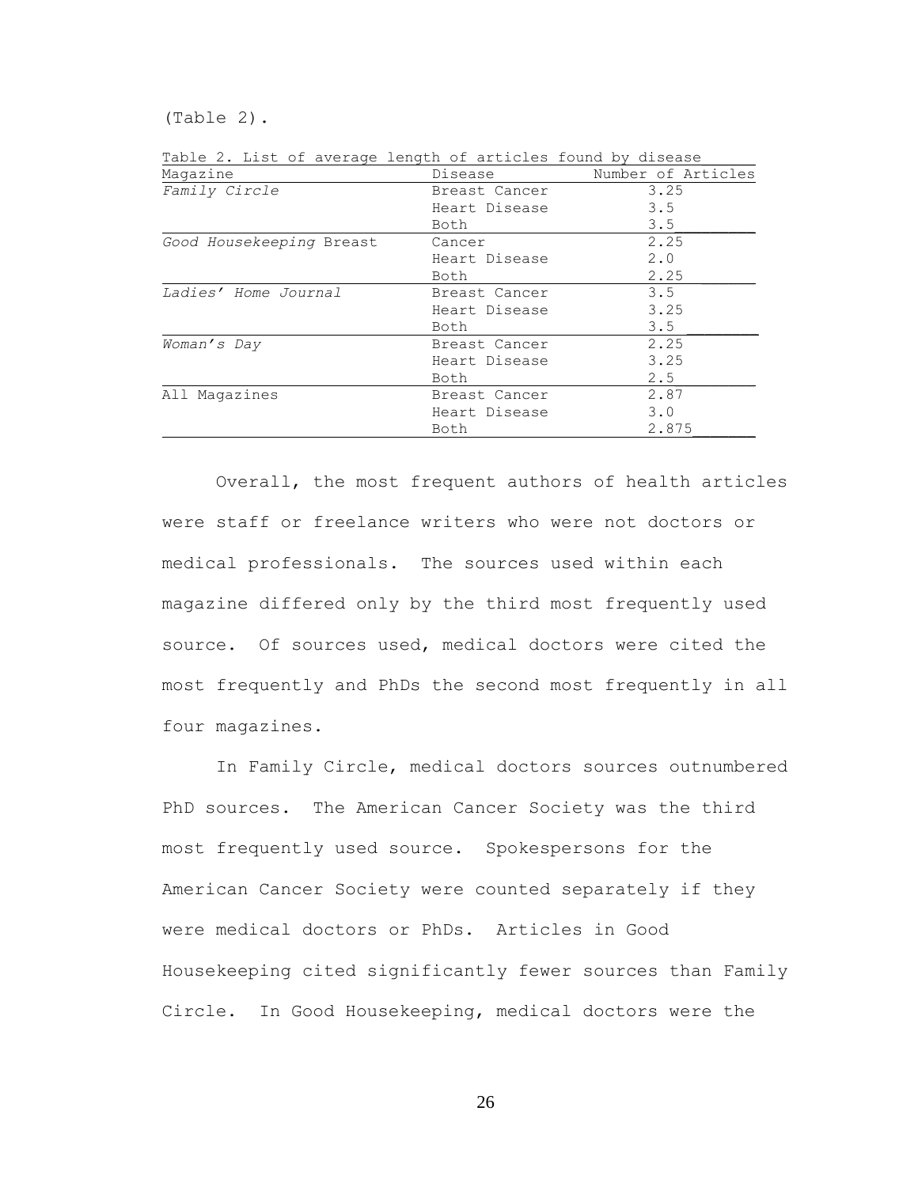(Table 2).

Table 2. List of average length of articles found by disease

| Magazine | Disease | Number of Articles |
|---|---|---|
| *Family Circle* | Breast Cancer | 3.25 |
| | Heart Disease | 3.5 |
| | Both | 3.5 |
| *Good Housekeeping* Breast | Cancer | 2.25 |
| | Heart Disease | 2.0 |
| | Both | 2.25 |
| *Ladies' Home Journal* | Breast Cancer | 3.5 |
| | Heart Disease | 3.25 |
| | Both | 3.5 |
| *Woman's Day* | Breast Cancer | 2.25 |
| | Heart Disease | 3.25 |
| | Both | 2.5 |
| All Magazines | Breast Cancer | 2.87 |
| | Heart Disease | 3.0 |
| | Both | 2.875 |

Overall, the most frequent authors of health articles were staff or freelance writers who were not doctors or medical professionals. The sources used within each magazine differed only by the third most frequently used source. Of sources used, medical doctors were cited the most frequently and PhDs the second most frequently in all four magazines.

In Family Circle, medical doctors sources outnumbered PhD sources. The American Cancer Society was the third most frequently used source. Spokespersons for the American Cancer Society were counted separately if they were medical doctors or PhDs. Articles in Good Housekeeping cited significantly fewer sources than Family Circle. In Good Housekeeping, medical doctors were the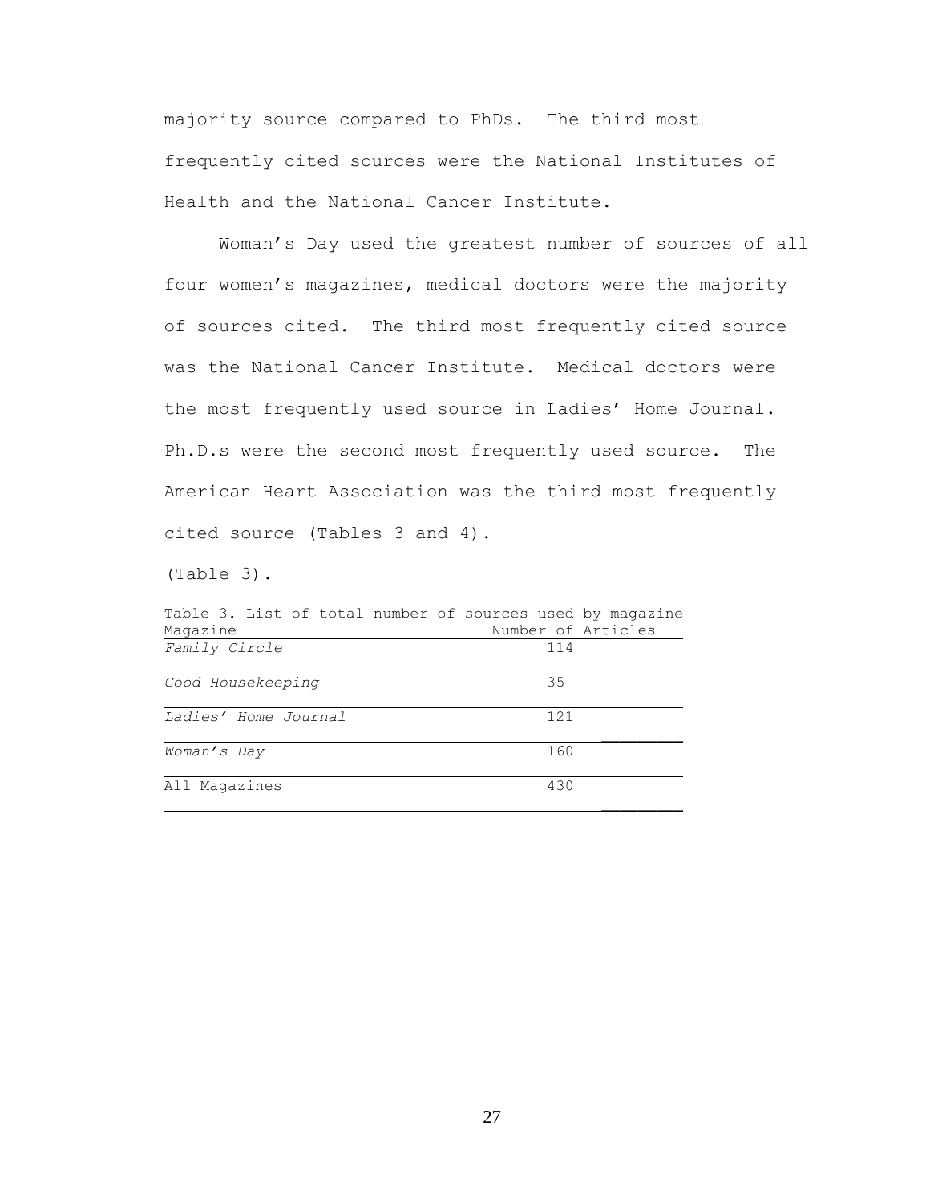majority source compared to PhDs. The third most frequently cited sources were the National Institutes of Health and the National Cancer Institute.

Woman's Day used the greatest number of sources of all four women's magazines, medical doctors were the majority of sources cited. The third most frequently cited source was the National Cancer Institute. Medical doctors were the most frequently used source in Ladies' Home Journal. Ph.D.s were the second most frequently used source. The American Heart Association was the third most frequently cited source (Tables 3 and 4).

(Table 3).

Table 3. List of total number of sources used by magazine

| Magazine | Number of Articles |
|---|---|
| *Family Circle* | 114 |
| *Good Housekeeping* | 35 |
| *Ladies' Home Journal* | 121 |
| *Woman's Day* | 160 |
| All Magazines | 430 |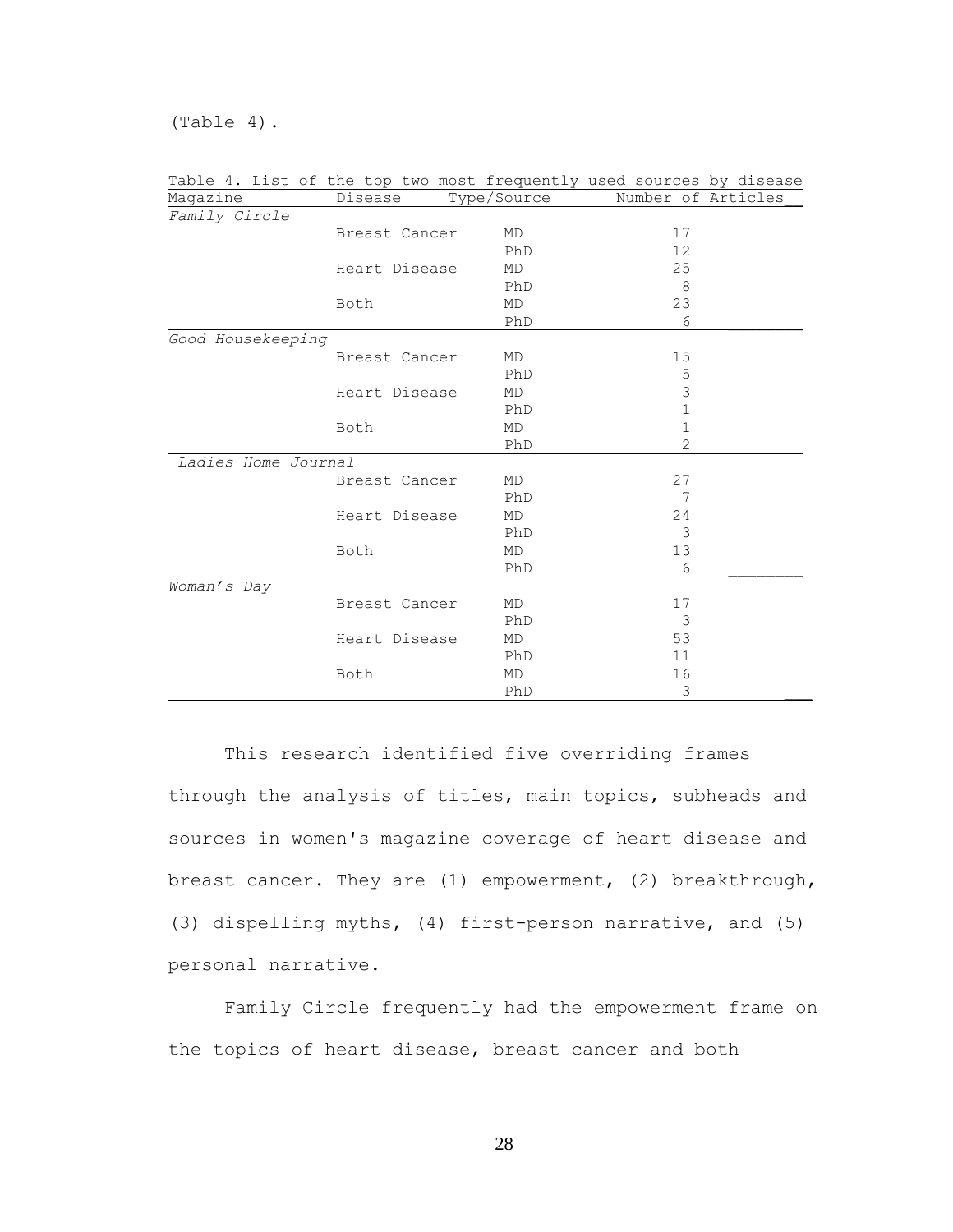(Table 4).

Table 4. List of the top two most frequently used sources by disease

| Magazine | Disease | Type/Source | Number of Articles |
|---|---|---|---|
| *Family Circle* | | | |
| | Breast Cancer | MD | 17 |
| | | PhD | 12 |
| | Heart Disease | MD | 25 |
| | | PhD | 8 |
| | Both | MD | 23 |
| | | PhD | 6 |
| *Good Housekeeping* | | | |
| | Breast Cancer | MD | 15 |
| | | PhD | 5 |
| | Heart Disease | MD | 3 |
| | | PhD | 1 |
| | Both | MD | 1 |
| | | PhD | 2 |
| *Ladies Home Journal* | | | |
| | Breast Cancer | MD | 27 |
| | | PhD | 7 |
| | Heart Disease | MD | 24 |
| | | PhD | 3 |
| | Both | MD | 13 |
| | | PhD | 6 |
| *Woman's Day* | | | |
| | Breast Cancer | MD | 17 |
| | | PhD | 3 |
| | Heart Disease | MD | 53 |
| | | PhD | 11 |
| | Both | MD | 16 |
| | | PhD | 3 |

This research identified five overriding frames through the analysis of titles, main topics, subheads and sources in women's magazine coverage of heart disease and breast cancer. They are (1) empowerment, (2) breakthrough, (3) dispelling myths, (4) first-person narrative, and (5) personal narrative.

Family Circle frequently had the empowerment frame on the topics of heart disease, breast cancer and both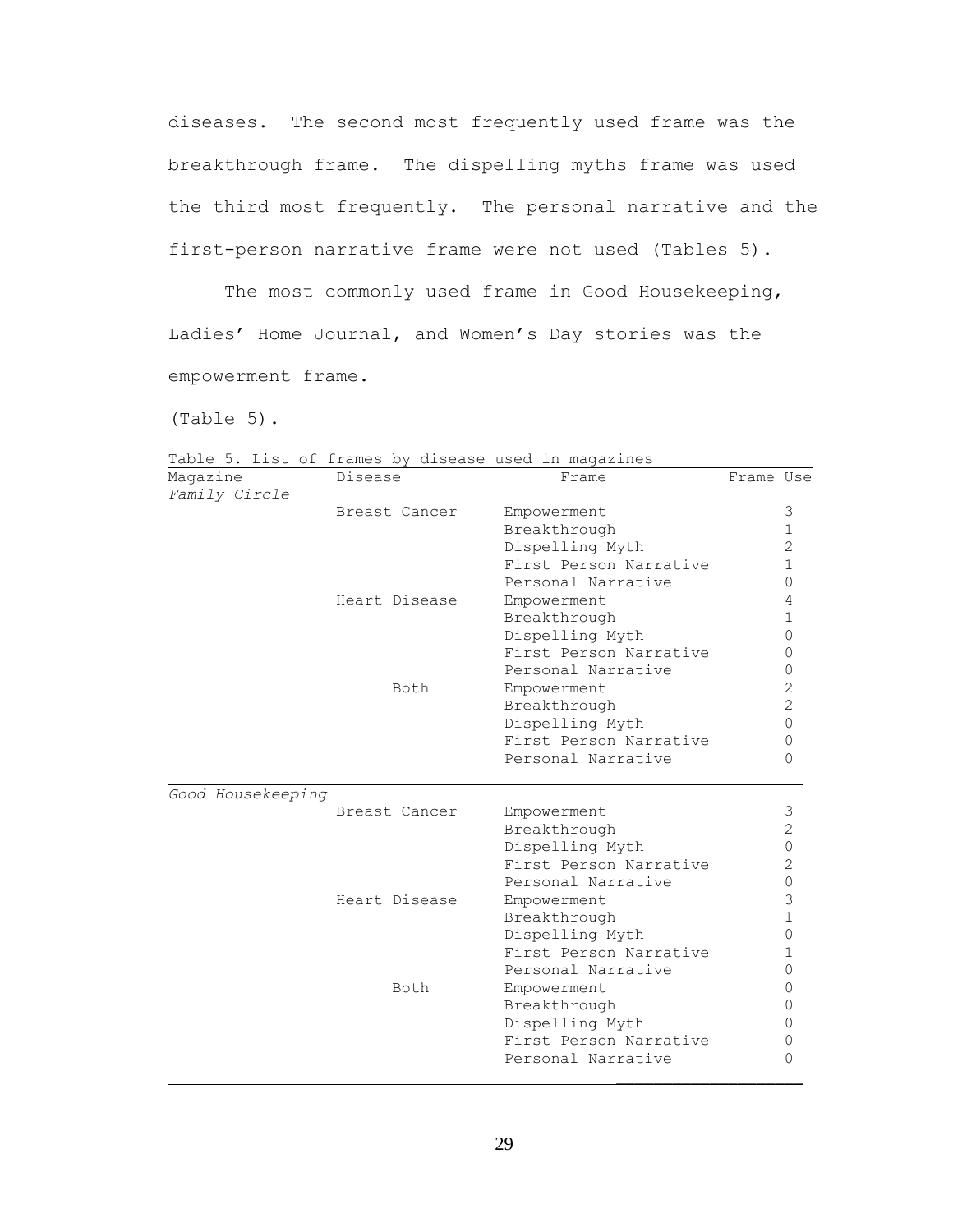diseases. The second most frequently used frame was the breakthrough frame. The dispelling myths frame was used the third most frequently. The personal narrative and the first-person narrative frame were not used (Tables 5).

The most commonly used frame in Good Housekeeping, Ladies' Home Journal, and Women's Day stories was the empowerment frame.

(Table 5).

Table 5. List of frames by disease used in magazines

| Magazine | Disease | Frame | Frame Use |
|---|---|---|---|
| *Family Circle* | | | |
| | Breast Cancer | Empowerment | 3 |
| | | Breakthrough | 1 |
| | | Dispelling Myth | 2 |
| | | First Person Narrative | 1 |
| | | Personal Narrative | 0 |
| | Heart Disease | Empowerment | 4 |
| | | Breakthrough | 1 |
| | | Dispelling Myth | 0 |
| | | First Person Narrative | 0 |
| | | Personal Narrative | 0 |
| | Both | Empowerment | 2 |
| | | Breakthrough | 2 |
| | | Dispelling Myth | 0 |
| | | First Person Narrative | 0 |
| | | Personal Narrative | 0 |
| *Good Housekeeping* | | | |
| | Breast Cancer | Empowerment | 3 |
| | | Breakthrough | 2 |
| | | Dispelling Myth | 0 |
| | | First Person Narrative | 2 |
| | | Personal Narrative | 0 |
| | Heart Disease | Empowerment | 3 |
| | | Breakthrough | 1 |
| | | Dispelling Myth | 0 |
| | | First Person Narrative | 1 |
| | | Personal Narrative | 0 |
| | Both | Empowerment | 0 |
| | | Breakthrough | 0 |
| | | Dispelling Myth | 0 |
| | | First Person Narrative | 0 |
| | | Personal Narrative | 0 |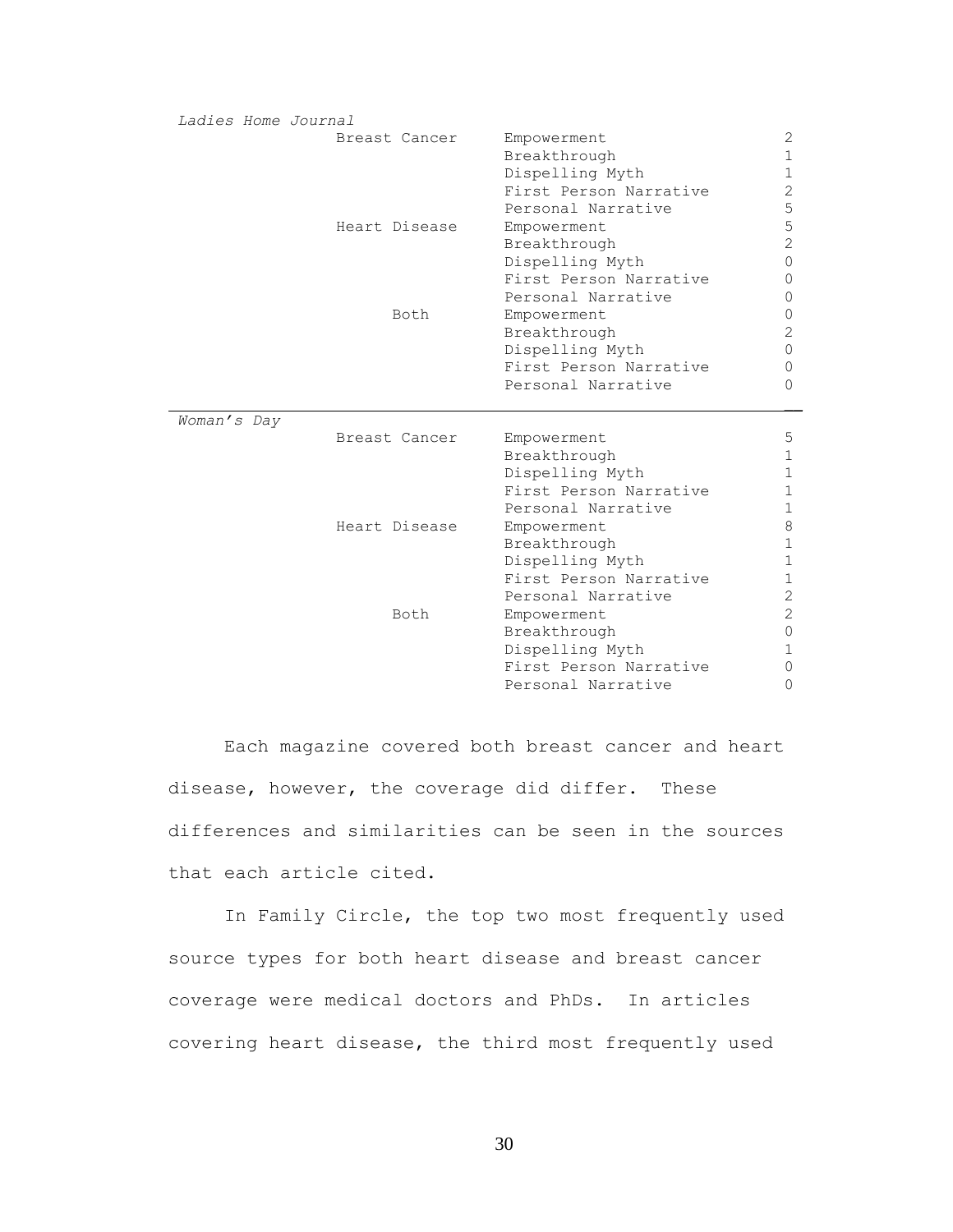| Magazine | Disease | Frame | Count |
|---|---|---|---|
| *Ladies Home Journal* | Breast Cancer | Empowerment | 2 |
| | | Breakthrough | 1 |
| | | Dispelling Myth | 1 |
| | | First Person Narrative | 2 |
| | | Personal Narrative | 5 |
| | Heart Disease | Empowerment | 5 |
| | | Breakthrough | 2 |
| | | Dispelling Myth | 0 |
| | | First Person Narrative | 0 |
| | | Personal Narrative | 0 |
| | Both | Empowerment | 0 |
| | | Breakthrough | 2 |
| | | Dispelling Myth | 0 |
| | | First Person Narrative | 0 |
| | | Personal Narrative | 0 |
| *Woman's Day* | Breast Cancer | Empowerment | 5 |
| | | Breakthrough | 1 |
| | | Dispelling Myth | 1 |
| | | First Person Narrative | 1 |
| | | Personal Narrative | 1 |
| | Heart Disease | Empowerment | 8 |
| | | Breakthrough | 1 |
| | | Dispelling Myth | 1 |
| | | First Person Narrative | 1 |
| | | Personal Narrative | 2 |
| | Both | Empowerment | 2 |
| | | Breakthrough | 0 |
| | | Dispelling Myth | 1 |
| | | First Person Narrative | 0 |
| | | Personal Narrative | 0 |

Each magazine covered both breast cancer and heart disease, however, the coverage did differ. These differences and similarities can be seen in the sources that each article cited.

In Family Circle, the top two most frequently used source types for both heart disease and breast cancer coverage were medical doctors and PhDs. In articles covering heart disease, the third most frequently used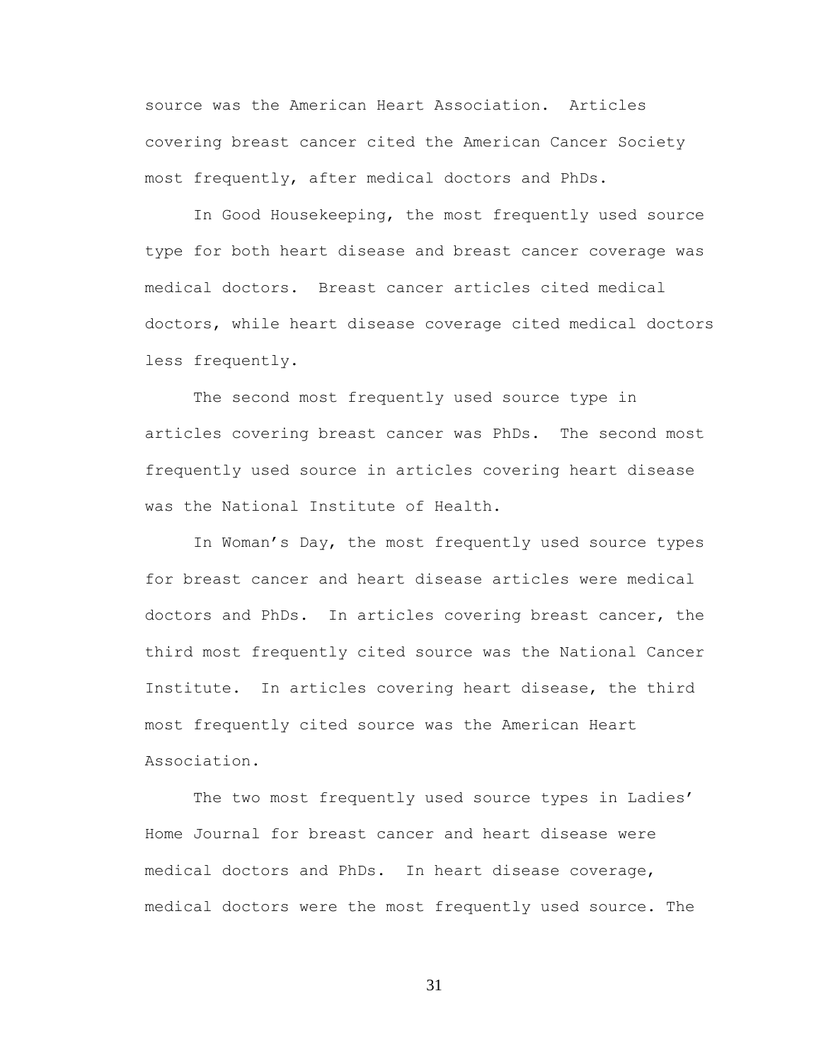source was the American Heart Association. Articles covering breast cancer cited the American Cancer Society most frequently, after medical doctors and PhDs.

In Good Housekeeping, the most frequently used source type for both heart disease and breast cancer coverage was medical doctors. Breast cancer articles cited medical doctors, while heart disease coverage cited medical doctors less frequently.

The second most frequently used source type in articles covering breast cancer was PhDs. The second most frequently used source in articles covering heart disease was the National Institute of Health.

In Woman's Day, the most frequently used source types for breast cancer and heart disease articles were medical doctors and PhDs. In articles covering breast cancer, the third most frequently cited source was the National Cancer Institute. In articles covering heart disease, the third most frequently cited source was the American Heart Association.

The two most frequently used source types in Ladies' Home Journal for breast cancer and heart disease were medical doctors and PhDs. In heart disease coverage, medical doctors were the most frequently used source. The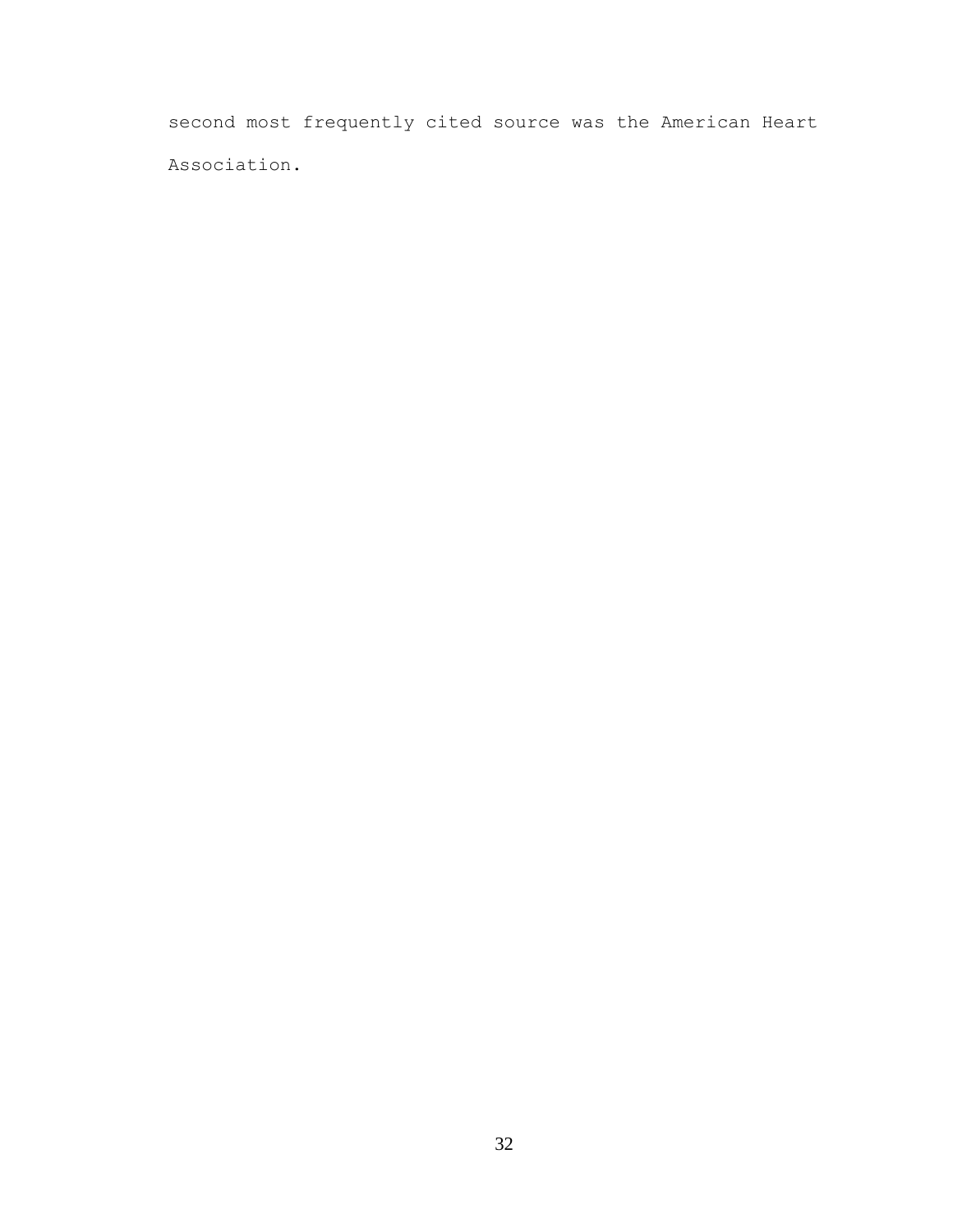second most frequently cited source was the American Heart Association.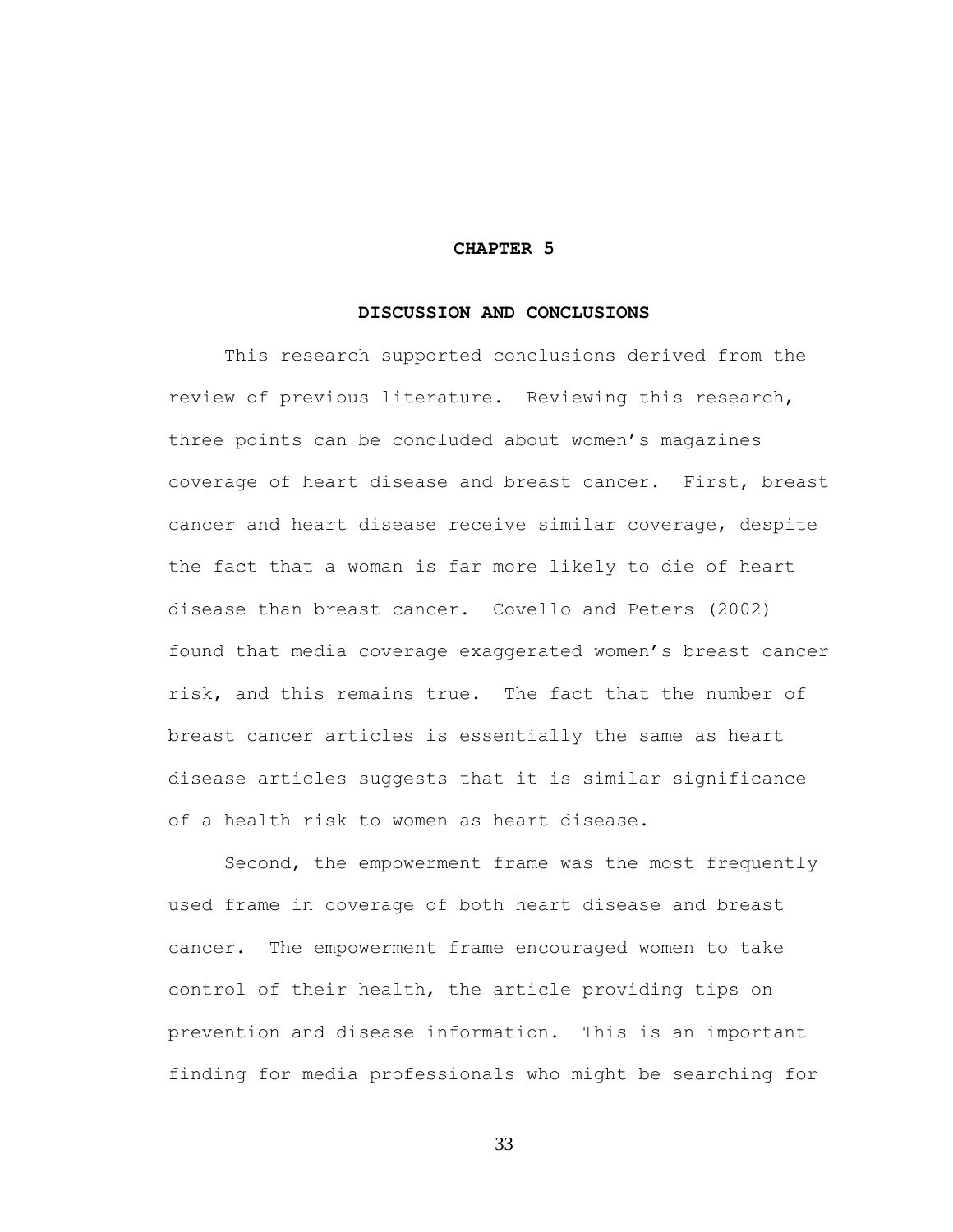# CHAPTER 5

## DISCUSSION AND CONCLUSIONS

This research supported conclusions derived from the review of previous literature. Reviewing this research, three points can be concluded about women's magazines coverage of heart disease and breast cancer. First, breast cancer and heart disease receive similar coverage, despite the fact that a woman is far more likely to die of heart disease than breast cancer. Covello and Peters (2002) found that media coverage exaggerated women's breast cancer risk, and this remains true. The fact that the number of breast cancer articles is essentially the same as heart disease articles suggests that it is similar significance of a health risk to women as heart disease.

Second, the empowerment frame was the most frequently used frame in coverage of both heart disease and breast cancer. The empowerment frame encouraged women to take control of their health, the article providing tips on prevention and disease information. This is an important finding for media professionals who might be searching for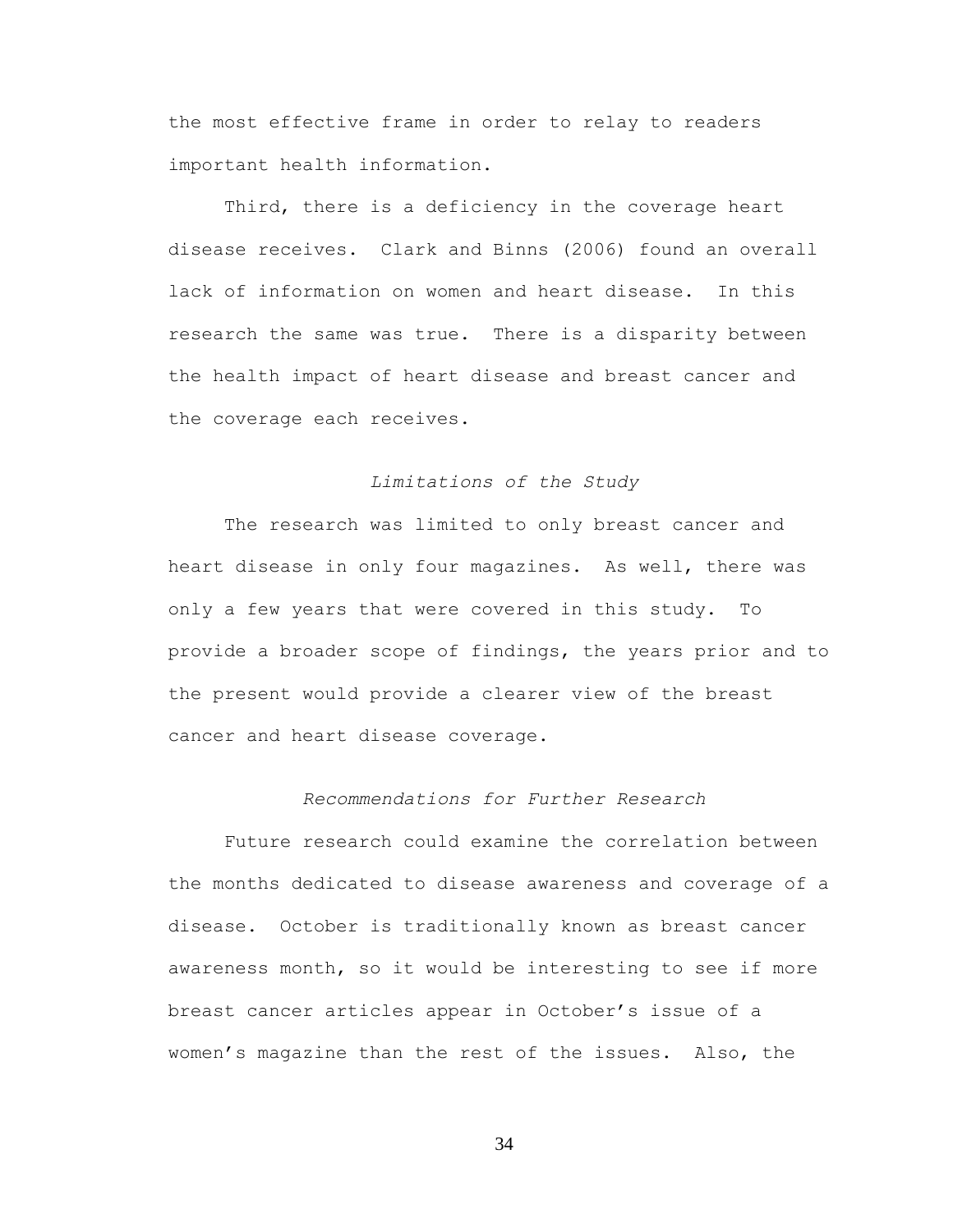the most effective frame in order to relay to readers important health information.

Third, there is a deficiency in the coverage heart disease receives. Clark and Binns (2006) found an overall lack of information on women and heart disease. In this research the same was true. There is a disparity between the health impact of heart disease and breast cancer and the coverage each receives.

### *Limitations of the Study*

The research was limited to only breast cancer and heart disease in only four magazines. As well, there was only a few years that were covered in this study. To provide a broader scope of findings, the years prior and to the present would provide a clearer view of the breast cancer and heart disease coverage.

### *Recommendations for Further Research*

Future research could examine the correlation between the months dedicated to disease awareness and coverage of a disease. October is traditionally known as breast cancer awareness month, so it would be interesting to see if more breast cancer articles appear in October's issue of a women's magazine than the rest of the issues. Also, the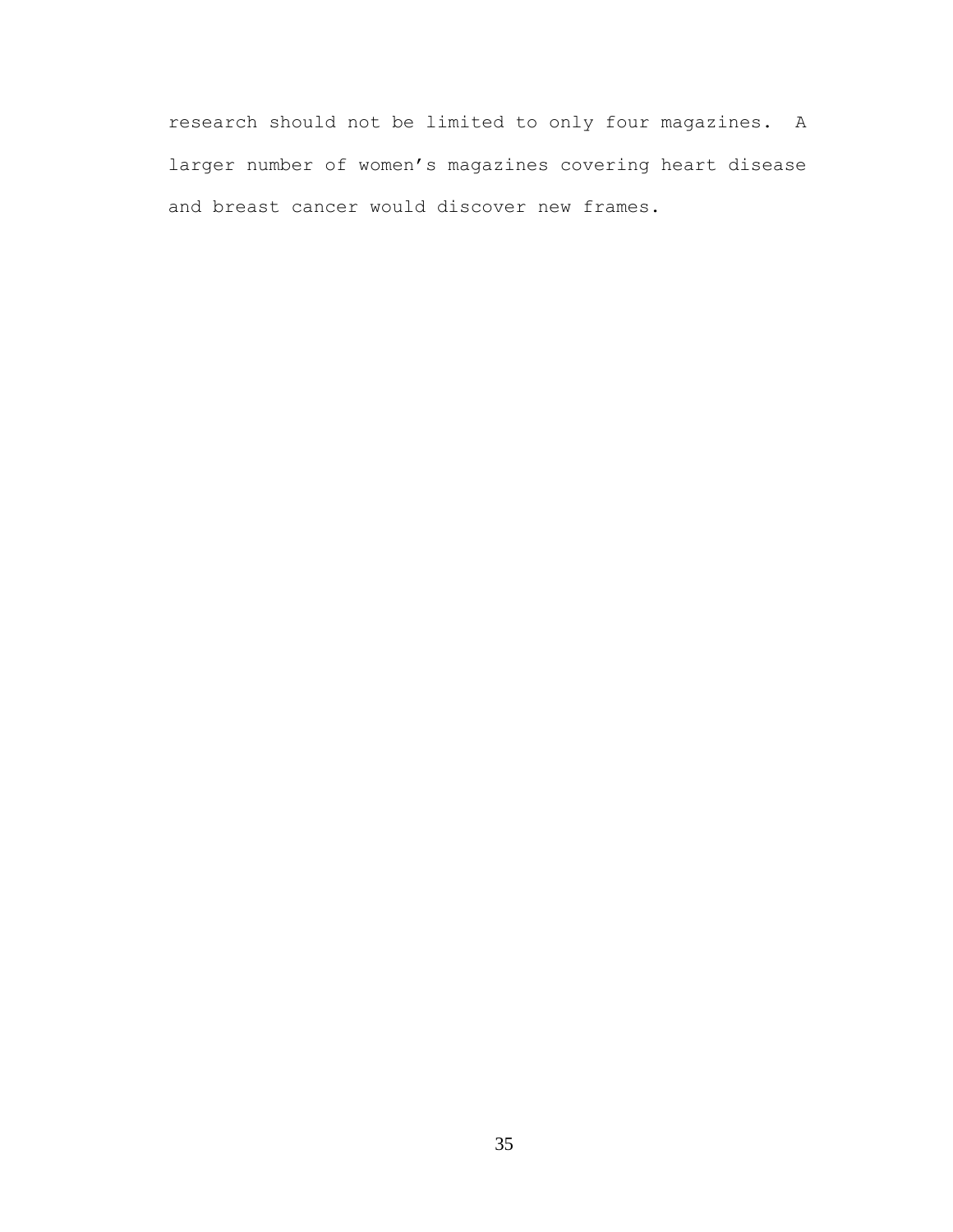research should not be limited to only four magazines. A larger number of women’s magazines covering heart disease and breast cancer would discover new frames.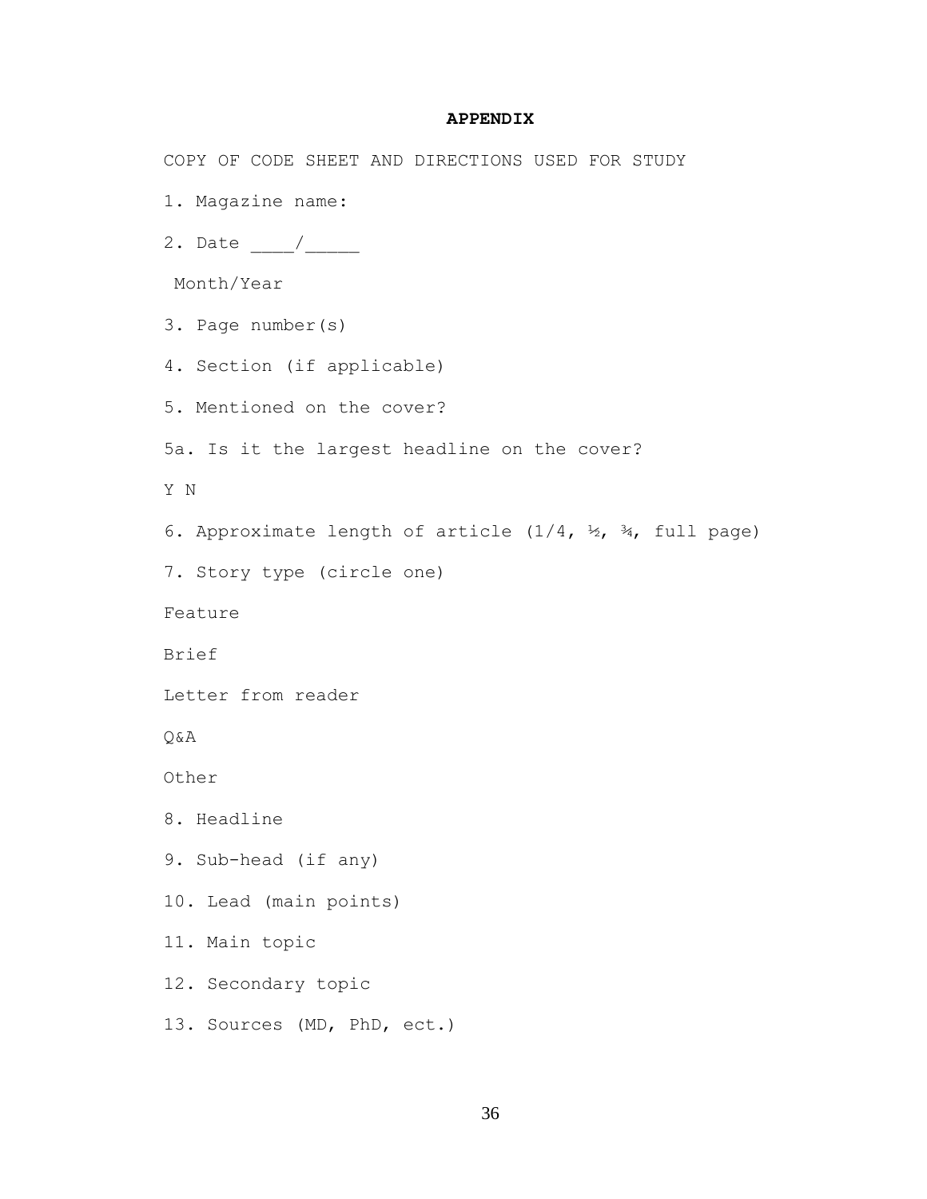# APPENDIX

COPY OF CODE SHEET AND DIRECTIONS USED FOR STUDY

1. Magazine name:

2. Date ____/_____

 Month/Year

3. Page number(s)

4. Section (if applicable)

5. Mentioned on the cover?

5a. Is it the largest headline on the cover?

Y N

6. Approximate length of article (1/4, ½, ¾, full page)

7. Story type (circle one)

Feature

Brief

Letter from reader

Q&A

Other

8. Headline

9. Sub-head (if any)

10. Lead (main points)

11. Main topic

12. Secondary topic

13. Sources (MD, PhD, ect.)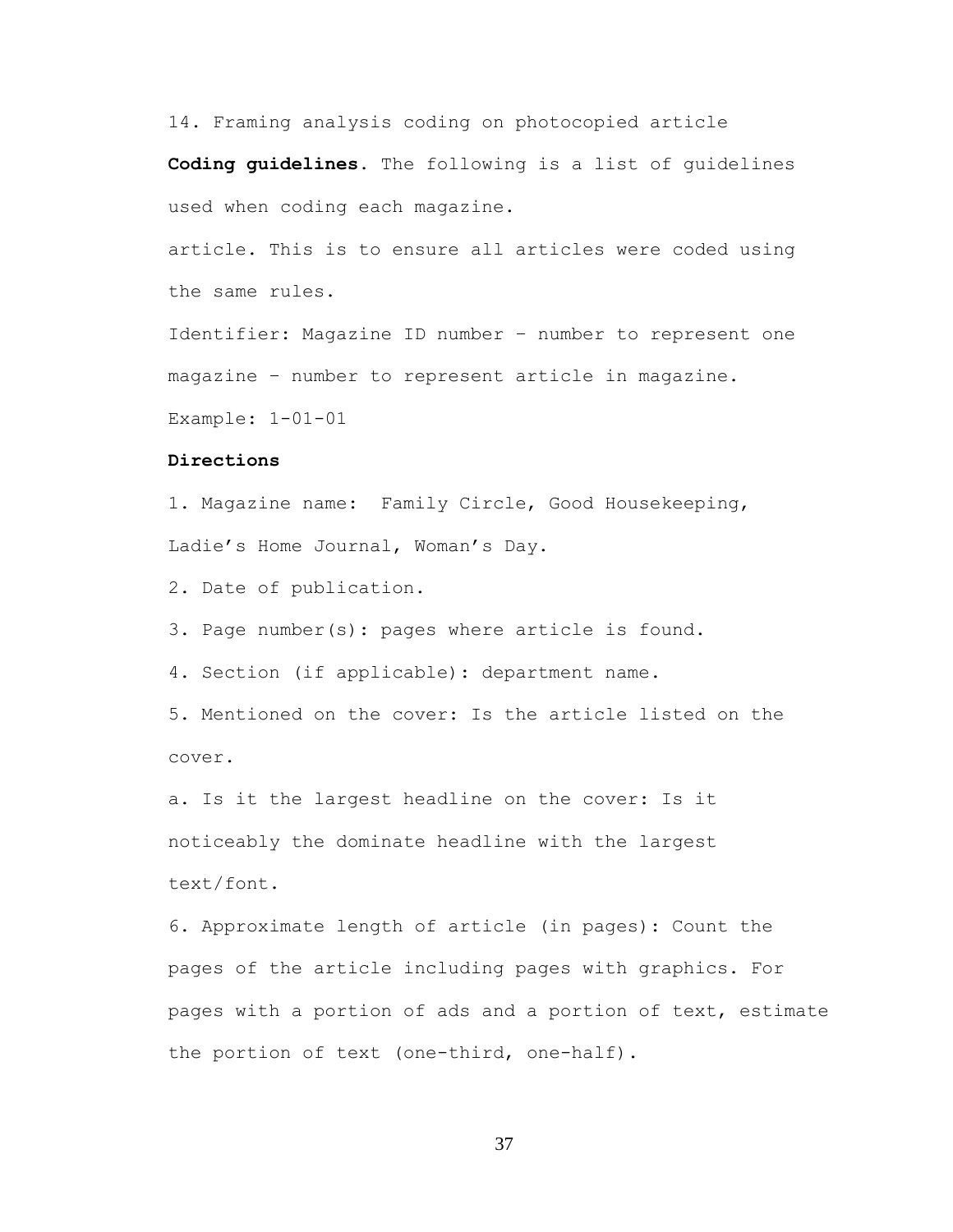14. Framing analysis coding on photocopied article

**Coding guidelines**. The following is a list of guidelines used when coding each magazine.

article. This is to ensure all articles were coded using the same rules.

Identifier: Magazine ID number – number to represent one magazine – number to represent article in magazine.

Example: 1-01-01

**Directions**

1. Magazine name: Family Circle, Good Housekeeping, Ladie's Home Journal, Woman's Day.
2. Date of publication.
3. Page number(s): pages where article is found.
4. Section (if applicable): department name.
5. Mentioned on the cover: Is the article listed on the cover.

a. Is it the largest headline on the cover: Is it noticeably the dominate headline with the largest text/font.

6. Approximate length of article (in pages): Count the pages of the article including pages with graphics. For pages with a portion of ads and a portion of text, estimate the portion of text (one-third, one-half).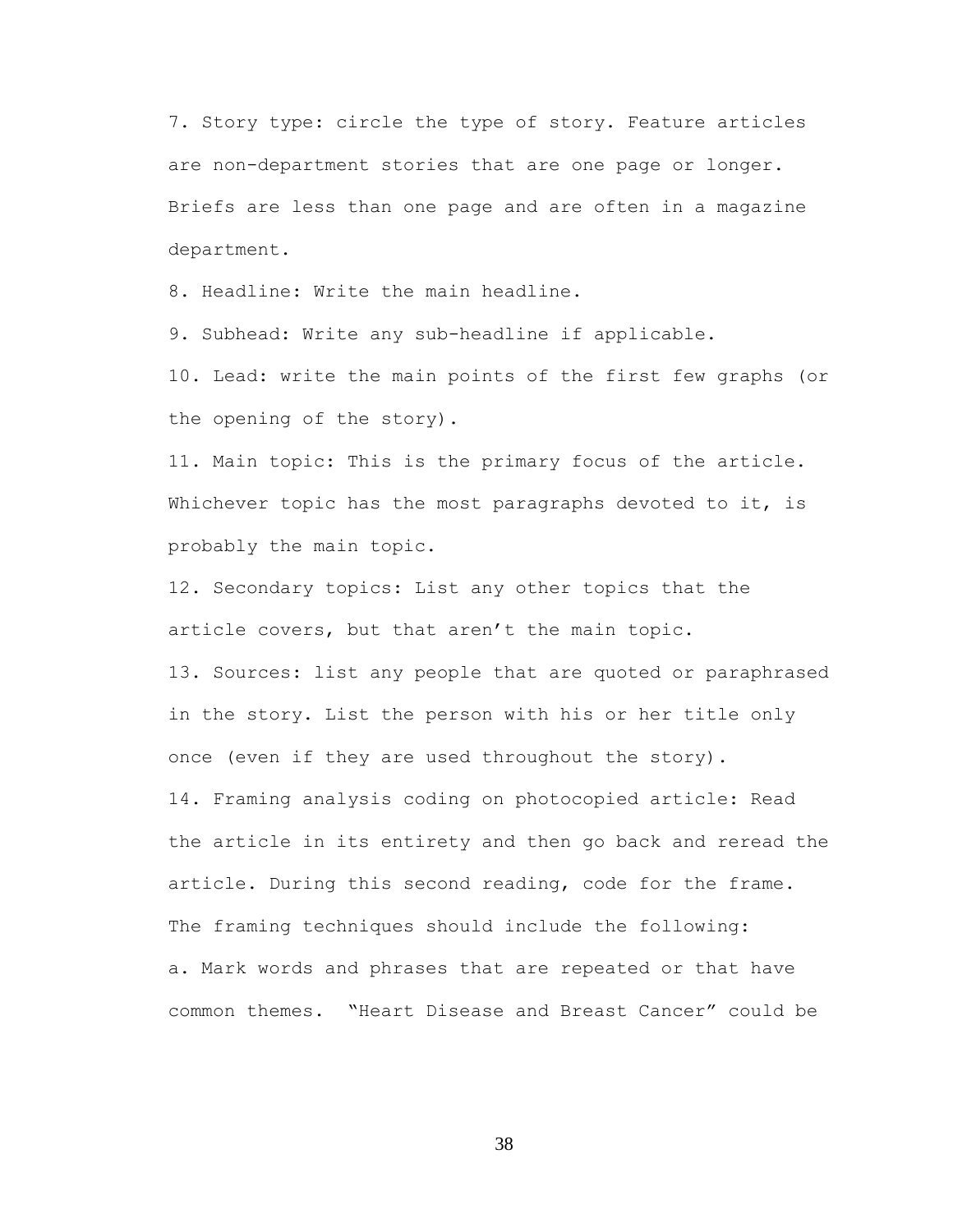7. Story type: circle the type of story. Feature articles are non-department stories that are one page or longer. Briefs are less than one page and are often in a magazine department.

8. Headline: Write the main headline.

9. Subhead: Write any sub-headline if applicable.

10. Lead: write the main points of the first few graphs (or the opening of the story).

11. Main topic: This is the primary focus of the article. Whichever topic has the most paragraphs devoted to it, is probably the main topic.

12. Secondary topics: List any other topics that the article covers, but that aren't the main topic.

13. Sources: list any people that are quoted or paraphrased in the story. List the person with his or her title only once (even if they are used throughout the story).

14. Framing analysis coding on photocopied article: Read the article in its entirety and then go back and reread the article. During this second reading, code for the frame. The framing techniques should include the following:

a. Mark words and phrases that are repeated or that have common themes. "Heart Disease and Breast Cancer" could be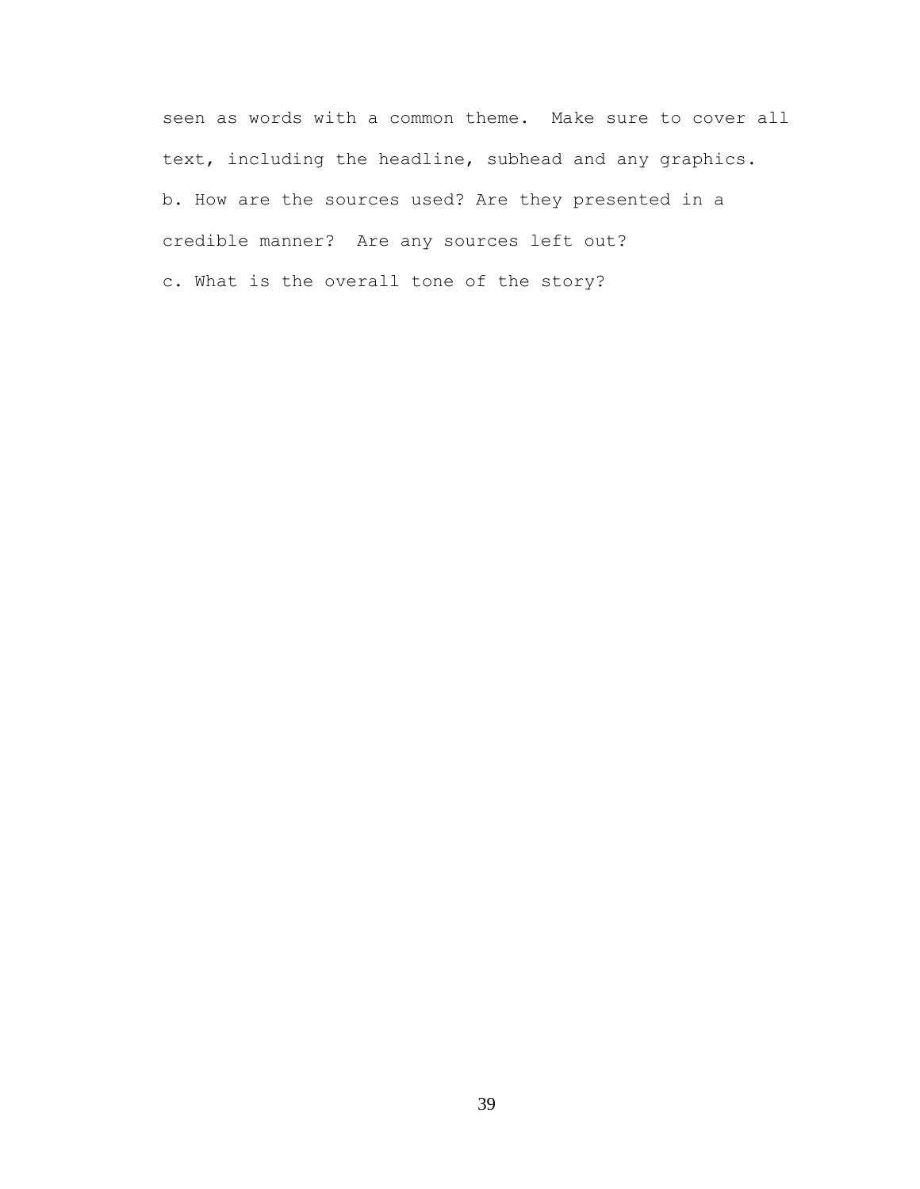seen as words with a common theme.  Make sure to cover all text, including the headline, subhead and any graphics.

b. How are the sources used? Are they presented in a credible manner?  Are any sources left out?

c. What is the overall tone of the story?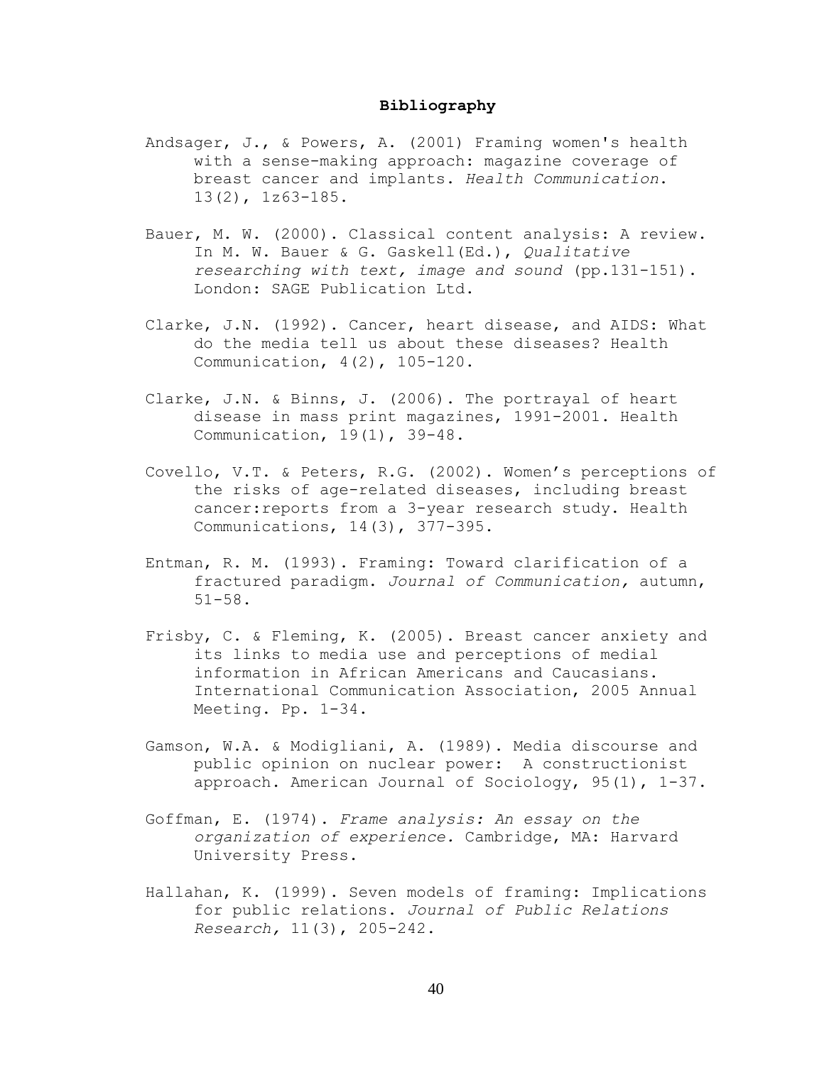**Bibliography**

Andsager, J., & Powers, A. (2001) Framing women's health with a sense-making approach: magazine coverage of breast cancer and implants. *Health Communication*. 13(2), 1z63-185.

Bauer, M. W. (2000). Classical content analysis: A review. In M. W. Bauer & G. Gaskell(Ed.), *Qualitative researching with text, image and sound* (pp.131-151). London: SAGE Publication Ltd.

Clarke, J.N. (1992). Cancer, heart disease, and AIDS: What do the media tell us about these diseases? Health Communication, 4(2), 105-120.

Clarke, J.N. & Binns, J. (2006). The portrayal of heart disease in mass print magazines, 1991-2001. Health Communication, 19(1), 39-48.

Covello, V.T. & Peters, R.G. (2002). Women's perceptions of the risks of age-related diseases, including breast cancer:reports from a 3-year research study. Health Communications, 14(3), 377-395.

Entman, R. M. (1993). Framing: Toward clarification of a fractured paradigm. *Journal of Communication,* autumn, 51-58.

Frisby, C. & Fleming, K. (2005). Breast cancer anxiety and its links to media use and perceptions of medial information in African Americans and Caucasians. International Communication Association, 2005 Annual Meeting. Pp. 1-34.

Gamson, W.A. & Modigliani, A. (1989). Media discourse and public opinion on nuclear power:  A constructionist approach. American Journal of Sociology, 95(1), 1-37.

Goffman, E. (1974). *Frame analysis: An essay on the organization of experience.* Cambridge, MA: Harvard University Press.

Hallahan, K. (1999). Seven models of framing: Implications for public relations. *Journal of Public Relations Research,* 11(3), 205-242.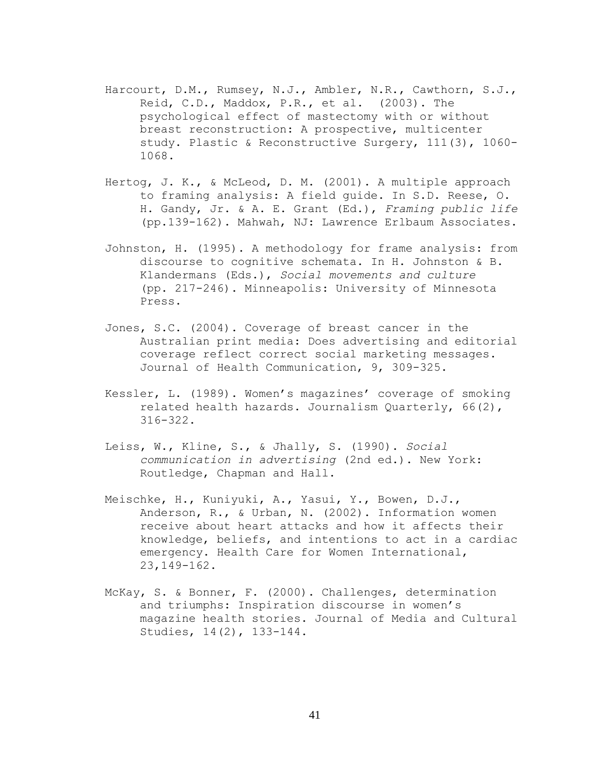Harcourt, D.M., Rumsey, N.J., Ambler, N.R., Cawthorn, S.J., Reid, C.D., Maddox, P.R., et al. (2003). The psychological effect of mastectomy with or without breast reconstruction: A prospective, multicenter study. Plastic & Reconstructive Surgery, 111(3), 1060-1068.

Hertog, J. K., & McLeod, D. M. (2001). A multiple approach to framing analysis: A field guide. In S.D. Reese, O. H. Gandy, Jr. & A. E. Grant (Ed.), *Framing public life* (pp.139-162). Mahwah, NJ: Lawrence Erlbaum Associates.

Johnston, H. (1995). A methodology for frame analysis: from discourse to cognitive schemata. In H. Johnston & B. Klandermans (Eds.), *Social movements and culture* (pp. 217-246). Minneapolis: University of Minnesota Press.

Jones, S.C. (2004). Coverage of breast cancer in the Australian print media: Does advertising and editorial coverage reflect correct social marketing messages. Journal of Health Communication, 9, 309-325.

Kessler, L. (1989). Women's magazines' coverage of smoking related health hazards. Journalism Quarterly, 66(2), 316-322.

Leiss, W., Kline, S., & Jhally, S. (1990). *Social communication in advertising* (2nd ed.). New York: Routledge, Chapman and Hall.

Meischke, H., Kuniyuki, A., Yasui, Y., Bowen, D.J., Anderson, R., & Urban, N. (2002). Information women receive about heart attacks and how it affects their knowledge, beliefs, and intentions to act in a cardiac emergency. Health Care for Women International, 23,149-162.

McKay, S. & Bonner, F. (2000). Challenges, determination and triumphs: Inspiration discourse in women's magazine health stories. Journal of Media and Cultural Studies, 14(2), 133-144.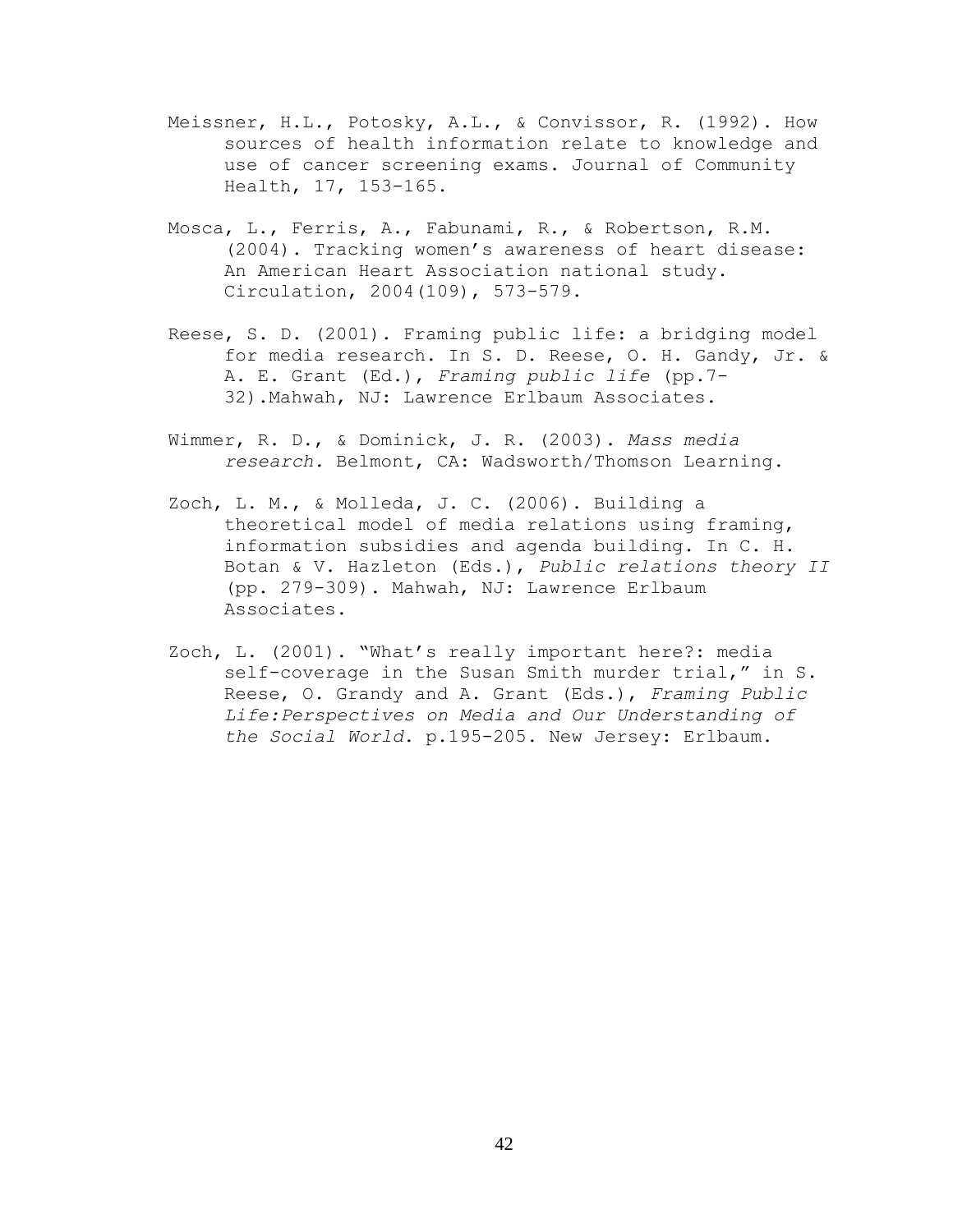Meissner, H.L., Potosky, A.L., & Convissor, R. (1992). How sources of health information relate to knowledge and use of cancer screening exams. Journal of Community Health, 17, 153-165.

Mosca, L., Ferris, A., Fabunami, R., & Robertson, R.M. (2004). Tracking women's awareness of heart disease: An American Heart Association national study. Circulation, 2004(109), 573-579.

Reese, S. D. (2001). Framing public life: a bridging model for media research. In S. D. Reese, O. H. Gandy, Jr. & A. E. Grant (Ed.), *Framing public life* (pp.7-32).Mahwah, NJ: Lawrence Erlbaum Associates.

Wimmer, R. D., & Dominick, J. R. (2003). *Mass media research.* Belmont, CA: Wadsworth/Thomson Learning.

Zoch, L. M., & Molleda, J. C. (2006). Building a theoretical model of media relations using framing, information subsidies and agenda building. In C. H. Botan & V. Hazleton (Eds.), *Public relations theory II* (pp. 279-309). Mahwah, NJ: Lawrence Erlbaum Associates.

Zoch, L. (2001). "What's really important here?: media self-coverage in the Susan Smith murder trial," in S. Reese, O. Grandy and A. Grant (Eds.), *Framing Public Life:Perspectives on Media and Our Understanding of the Social World*. p.195-205. New Jersey: Erlbaum.